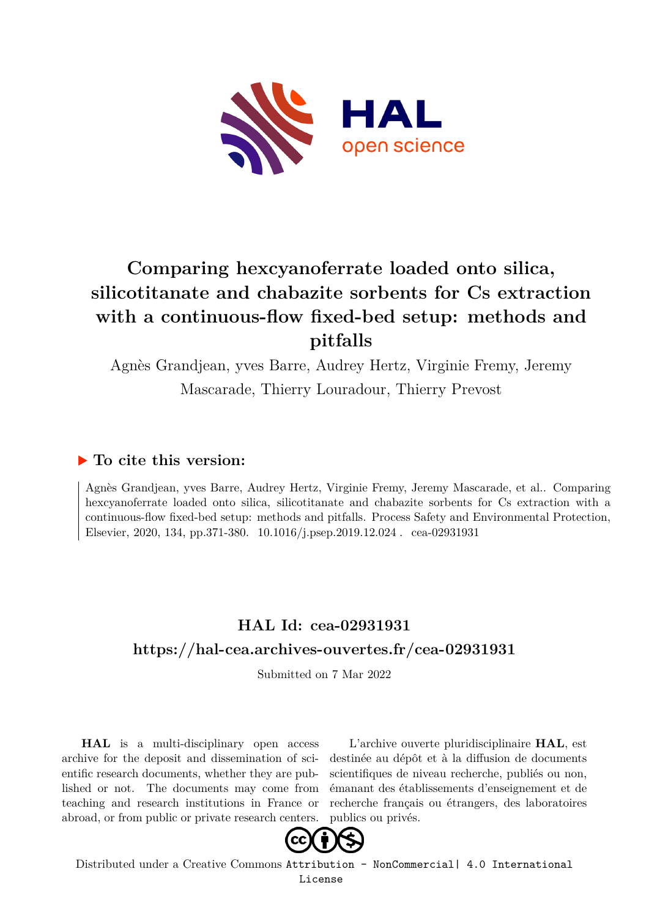# Comparing hexcyanoferrate loaded onto silica, silicotitanate and chabazite sorbents for Cs extraction with a continuous-flow fixed-bed setup: methods and pitfalls

Agnès Grandjean, yves Barre, Audrey Hertz, Virginie Fremy, Jeremy Mascarade, Thierry Louradour, Thierry Prevost

## ▶ To cite this version:

Agnès Grandjean, yves Barre, Audrey Hertz, Virginie Fremy, Jeremy Mascarade, et al.. Comparing hexcyanoferrate loaded onto silica, silicotitanate and chabazite sorbents for Cs extraction with a continuous-flow fixed-bed setup: methods and pitfalls. Process Safety and Environmental Protection, Elsevier, 2020, 134, pp.371-380. 10.1016/j.psep.2019.12.024 . cea-02931931

## HAL Id: cea-02931931

## https://hal-cea.archives-ouvertes.fr/cea-02931931

Submitted on 7 Mar 2022

**HAL** is a multi-disciplinary open access archive for the deposit and dissemination of scientific research documents, whether they are published or not. The documents may come from teaching and research institutions in France or abroad, or from public or private research centers.

L'archive ouverte pluridisciplinaire **HAL**, est destinée au dépôt et à la diffusion de documents scientifiques de niveau recherche, publiés ou non, émanant des établissements d'enseignement et de recherche français ou étrangers, des laboratoires publics ou privés.

Distributed under a Creative Commons Attribution - NonCommercial| 4.0 International License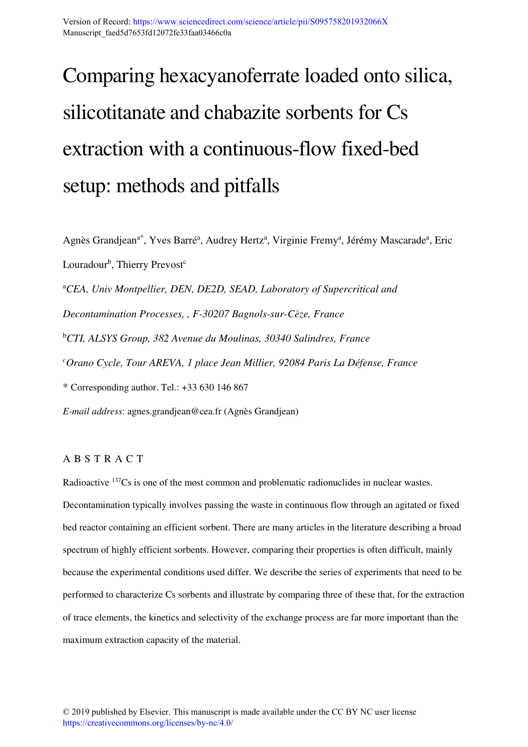Version of Record: https://www.sciencedirect.com/science/article/pii/S095758201932066X
Manuscript_faed5d7653fd12072fe33faa03466c0a

# Comparing hexacyanoferrate loaded onto silica, silicotitanate and chabazite sorbents for Cs extraction with a continuous-flow fixed-bed setup: methods and pitfalls

Agnès Grandjean[a*], Yves Barré[a], Audrey Hertz[a], Virginie Fremy[a], Jérémy Mascarade[a], Eric Louradour[b], Thierry Prevost[c]

[a]*CEA, Univ Montpellier, DEN, DE2D, SEAD, Laboratory of Supercritical and Decontamination Processes, , F-30207 Bagnols-sur-Cèze, France*

[b]*CTI, ALSYS Group, 382 Avenue du Moulinas, 30340 Salindres, France*

[c]*Orano Cycle, Tour AREVA, 1 place Jean Millier, 92084 Paris La Défense, France*

\* Corresponding author. Tel.: +33 630 146 867

*E-mail address*: agnes.grandjean@cea.fr (Agnès Grandjean)

## A B S T R A C T

Radioactive $^{137}Cs$ is one of the most common and problematic radionuclides in nuclear wastes. Decontamination typically involves passing the waste in continuous flow through an agitated or fixed bed reactor containing an efficient sorbent. There are many articles in the literature describing a broad spectrum of highly efficient sorbents. However, comparing their properties is often difficult, mainly because the experimental conditions used differ. We describe the series of experiments that need to be performed to characterize Cs sorbents and illustrate by comparing three of these that, for the extraction of trace elements, the kinetics and selectivity of the exchange process are far more important than the maximum extraction capacity of the material.

© 2019 published by Elsevier. This manuscript is made available under the CC BY NC user license https://creativecommons.org/licenses/by-nc/4.0/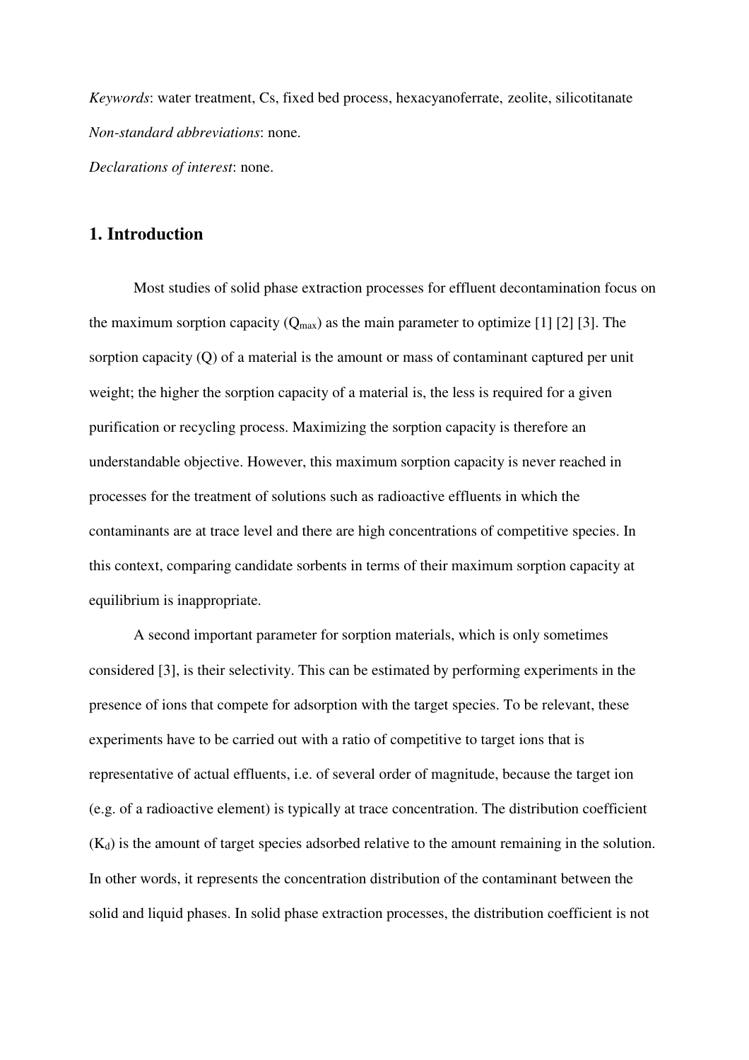*Keywords*: water treatment, Cs, fixed bed process, hexacyanoferrate, zeolite, silicotitanate

*Non-standard abbreviations*: none.

*Declarations of interest*: none.

## 1. Introduction

Most studies of solid phase extraction processes for effluent decontamination focus on the maximum sorption capacity ($Q_{max}$) as the main parameter to optimize [1] [2] [3]. The sorption capacity (Q) of a material is the amount or mass of contaminant captured per unit weight; the higher the sorption capacity of a material is, the less is required for a given purification or recycling process. Maximizing the sorption capacity is therefore an understandable objective. However, this maximum sorption capacity is never reached in processes for the treatment of solutions such as radioactive effluents in which the contaminants are at trace level and there are high concentrations of competitive species. In this context, comparing candidate sorbents in terms of their maximum sorption capacity at equilibrium is inappropriate.

A second important parameter for sorption materials, which is only sometimes considered [3], is their selectivity. This can be estimated by performing experiments in the presence of ions that compete for adsorption with the target species. To be relevant, these experiments have to be carried out with a ratio of competitive to target ions that is representative of actual effluents, i.e. of several order of magnitude, because the target ion (e.g. of a radioactive element) is typically at trace concentration. The distribution coefficient ($K_d$) is the amount of target species adsorbed relative to the amount remaining in the solution. In other words, it represents the concentration distribution of the contaminant between the solid and liquid phases. In solid phase extraction processes, the distribution coefficient is not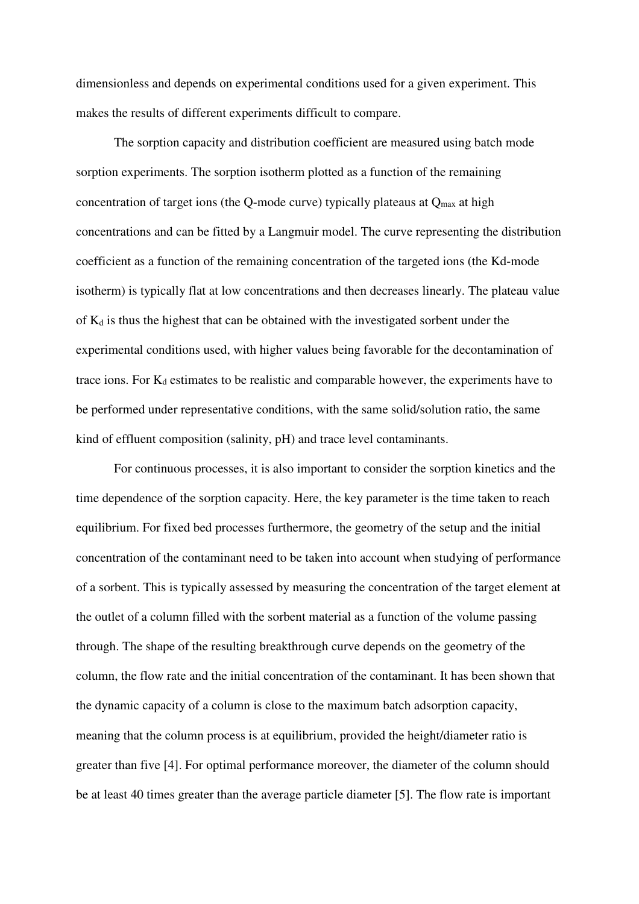dimensionless and depends on experimental conditions used for a given experiment. This makes the results of different experiments difficult to compare.

The sorption capacity and distribution coefficient are measured using batch mode sorption experiments. The sorption isotherm plotted as a function of the remaining concentration of target ions (the Q-mode curve) typically plateaus at $Q_{max}$ at high concentrations and can be fitted by a Langmuir model. The curve representing the distribution coefficient as a function of the remaining concentration of the targeted ions (the Kd-mode isotherm) is typically flat at low concentrations and then decreases linearly. The plateau value of $K_d$ is thus the highest that can be obtained with the investigated sorbent under the experimental conditions used, with higher values being favorable for the decontamination of trace ions. For $K_d$ estimates to be realistic and comparable however, the experiments have to be performed under representative conditions, with the same solid/solution ratio, the same kind of effluent composition (salinity, pH) and trace level contaminants.

For continuous processes, it is also important to consider the sorption kinetics and the time dependence of the sorption capacity. Here, the key parameter is the time taken to reach equilibrium. For fixed bed processes furthermore, the geometry of the setup and the initial concentration of the contaminant need to be taken into account when studying of performance of a sorbent. This is typically assessed by measuring the concentration of the target element at the outlet of a column filled with the sorbent material as a function of the volume passing through. The shape of the resulting breakthrough curve depends on the geometry of the column, the flow rate and the initial concentration of the contaminant. It has been shown that the dynamic capacity of a column is close to the maximum batch adsorption capacity, meaning that the column process is at equilibrium, provided the height/diameter ratio is greater than five [4]. For optimal performance moreover, the diameter of the column should be at least 40 times greater than the average particle diameter [5]. The flow rate is important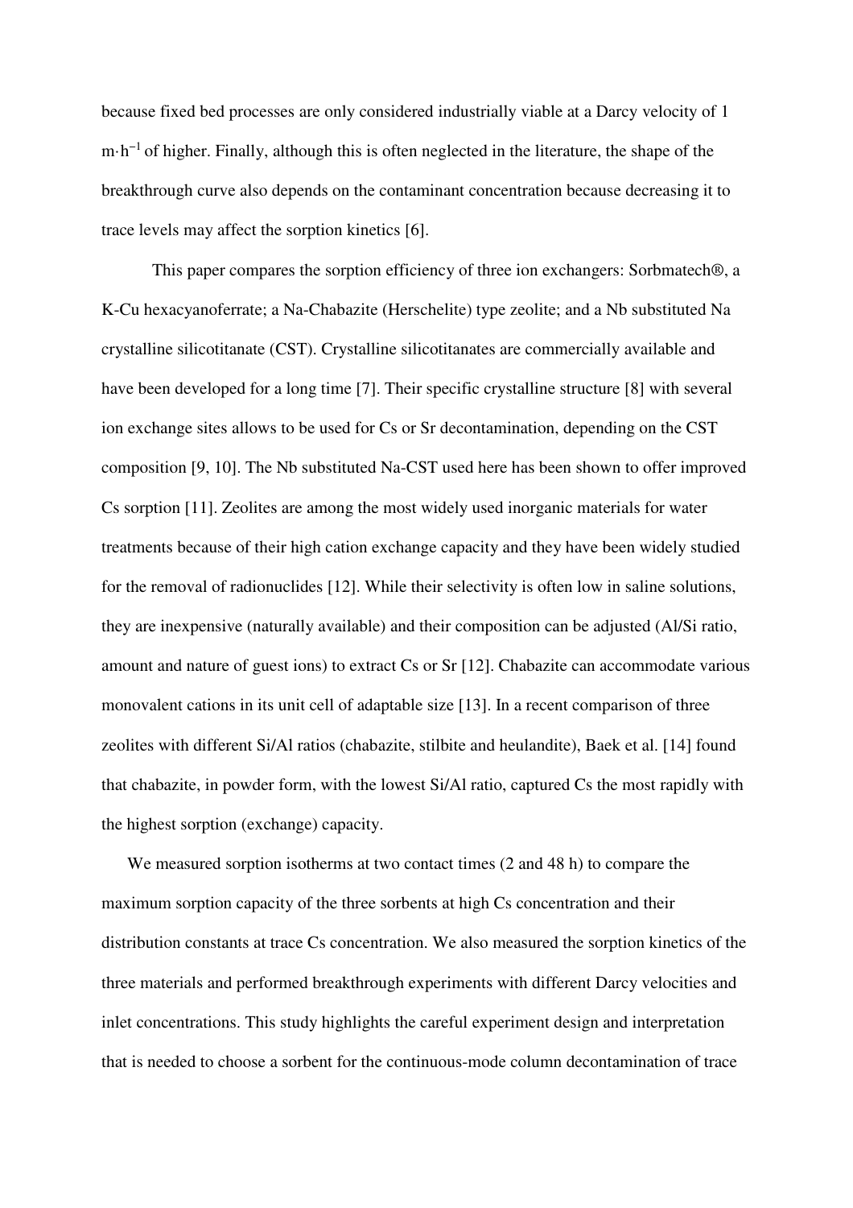because fixed bed processes are only considered industrially viable at a Darcy velocity of 1 $m \cdot h^{-1}$ of higher. Finally, although this is often neglected in the literature, the shape of the breakthrough curve also depends on the contaminant concentration because decreasing it to trace levels may affect the sorption kinetics [6].

This paper compares the sorption efficiency of three ion exchangers: Sorbmatech®, a K-Cu hexacyanoferrate; a Na-Chabazite (Herschelite) type zeolite; and a Nb substituted Na crystalline silicotitanate (CST). Crystalline silicotitanates are commercially available and have been developed for a long time [7]. Their specific crystalline structure [8] with several ion exchange sites allows to be used for Cs or Sr decontamination, depending on the CST composition [9, 10]. The Nb substituted Na-CST used here has been shown to offer improved Cs sorption [11]. Zeolites are among the most widely used inorganic materials for water treatments because of their high cation exchange capacity and they have been widely studied for the removal of radionuclides [12]. While their selectivity is often low in saline solutions, they are inexpensive (naturally available) and their composition can be adjusted (Al/Si ratio, amount and nature of guest ions) to extract Cs or Sr [12]. Chabazite can accommodate various monovalent cations in its unit cell of adaptable size [13]. In a recent comparison of three zeolites with different Si/Al ratios (chabazite, stilbite and heulandite), Baek et al. [14] found that chabazite, in powder form, with the lowest Si/Al ratio, captured Cs the most rapidly with the highest sorption (exchange) capacity.

We measured sorption isotherms at two contact times (2 and 48 h) to compare the maximum sorption capacity of the three sorbents at high Cs concentration and their distribution constants at trace Cs concentration. We also measured the sorption kinetics of the three materials and performed breakthrough experiments with different Darcy velocities and inlet concentrations. This study highlights the careful experiment design and interpretation that is needed to choose a sorbent for the continuous-mode column decontamination of trace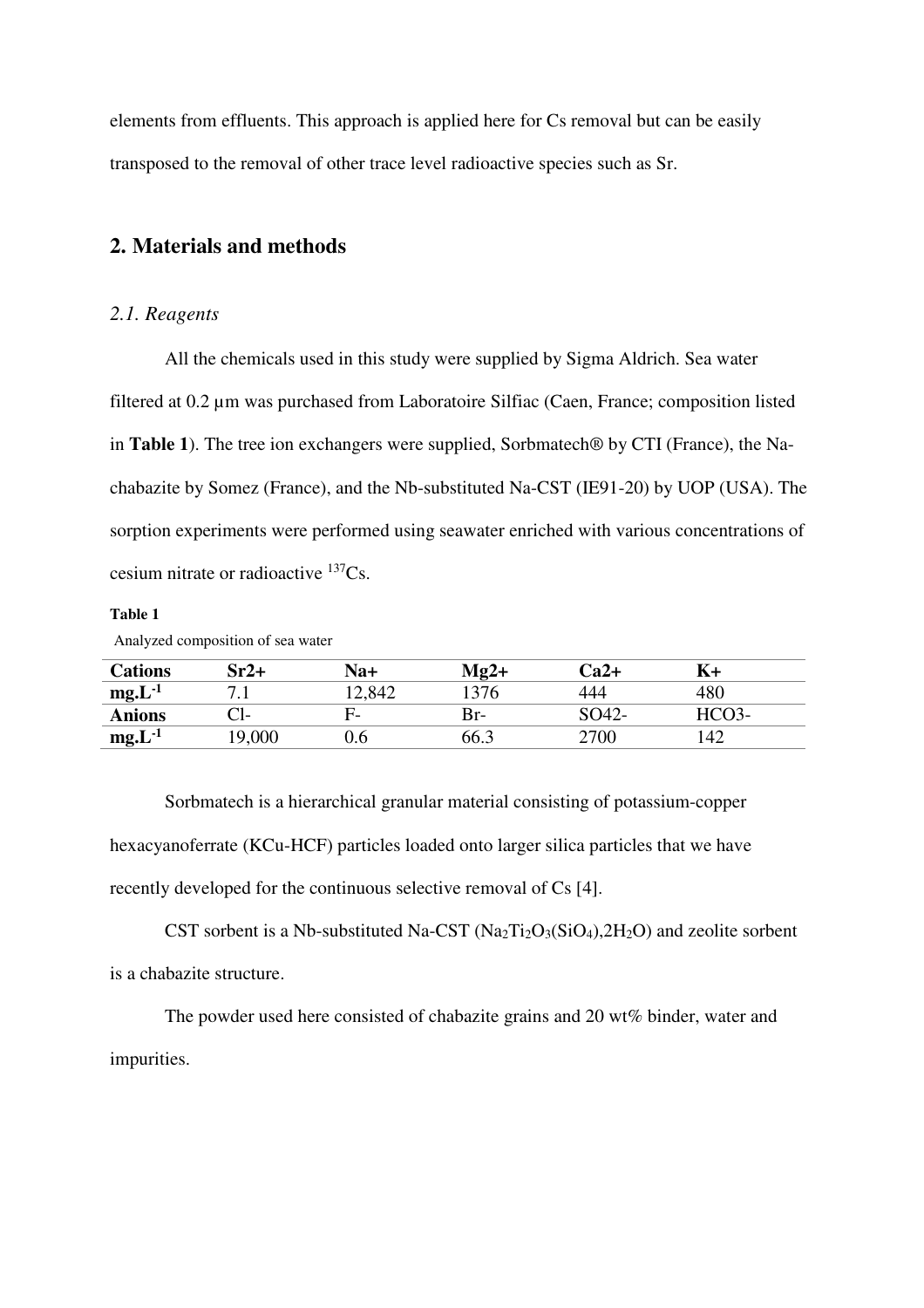elements from effluents. This approach is applied here for Cs removal but can be easily transposed to the removal of other trace level radioactive species such as Sr.

## 2. Materials and methods

### *2.1. Reagents*

All the chemicals used in this study were supplied by Sigma Aldrich. Sea water filtered at 0.2 µm was purchased from Laboratoire Silfiac (Caen, France; composition listed in **Table 1**). The tree ion exchangers were supplied, Sorbmatech® by CTI (France), the Na-chabazite by Somez (France), and the Nb-substituted Na-CST (IE91-20) by UOP (USA). The sorption experiments were performed using seawater enriched with various concentrations of cesium nitrate or radioactive $^{137}Cs$.

**Table 1**

Analyzed composition of sea water

| **Cations** | **Sr2+** | **Na+** | **Mg2+** | **Ca2+** | **K+** |
|---|---|---|---|---|---|
| **mg.L$^{-1}$** | 7.1 | 12,842 | 1376 | 444 | 480 |
| **Anions** | Cl- | F- | Br- | SO42- | HCO3- |
| **mg.L$^{-1}$** | 19,000 | 0.6 | 66.3 | 2700 | 142 |

Sorbmatech is a hierarchical granular material consisting of potassium-copper hexacyanoferrate (KCu-HCF) particles loaded onto larger silica particles that we have recently developed for the continuous selective removal of Cs [4].

CST sorbent is a Nb-substituted Na-CST ($Na_2Ti_2O_3(SiO_4),2H_2O$) and zeolite sorbent is a chabazite structure.

The powder used here consisted of chabazite grains and 20 wt% binder, water and impurities.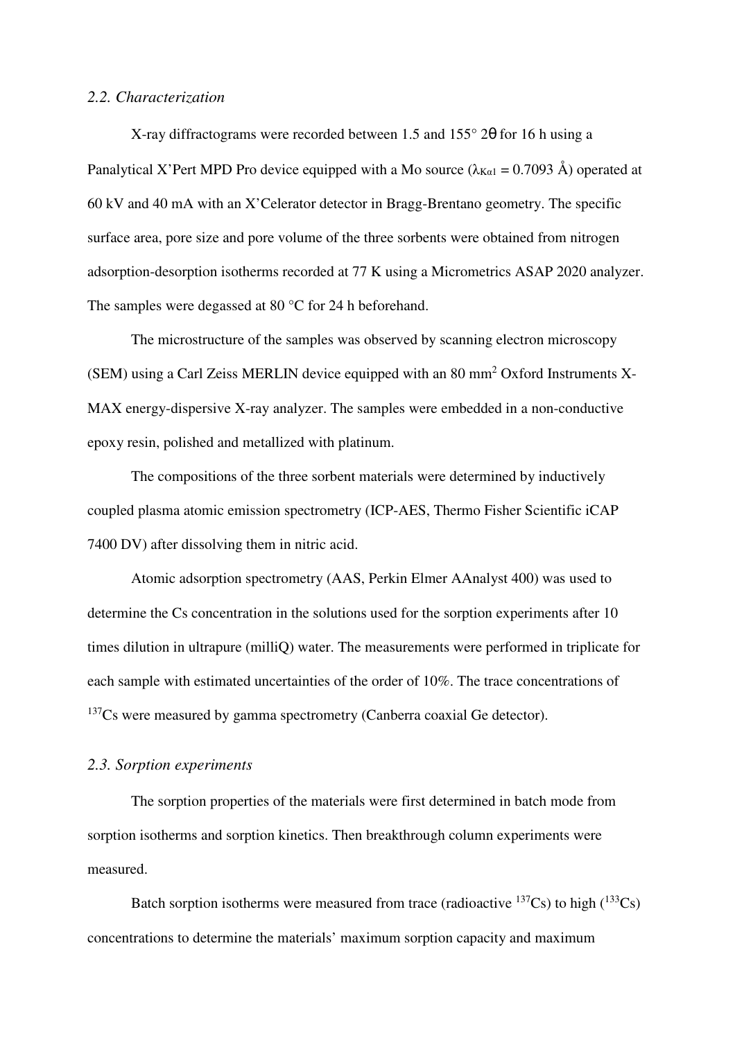### *2.2. Characterization*

X-ray diffractograms were recorded between 1.5 and 155° 2θ for 16 h using a Panalytical X'Pert MPD Pro device equipped with a Mo source ($\lambda_{K\alpha1}$ = 0.7093 Å) operated at 60 kV and 40 mA with an X'Celerator detector in Bragg-Brentano geometry. The specific surface area, pore size and pore volume of the three sorbents were obtained from nitrogen adsorption-desorption isotherms recorded at 77 K using a Micrometrics ASAP 2020 analyzer. The samples were degassed at 80 °C for 24 h beforehand.

The microstructure of the samples was observed by scanning electron microscopy (SEM) using a Carl Zeiss MERLIN device equipped with an 80 mm$^2$ Oxford Instruments X-MAX energy-dispersive X-ray analyzer. The samples were embedded in a non-conductive epoxy resin, polished and metallized with platinum.

The compositions of the three sorbent materials were determined by inductively coupled plasma atomic emission spectrometry (ICP-AES, Thermo Fisher Scientific iCAP 7400 DV) after dissolving them in nitric acid.

Atomic adsorption spectrometry (AAS, Perkin Elmer AAnalyst 400) was used to determine the Cs concentration in the solutions used for the sorption experiments after 10 times dilution in ultrapure (milliQ) water. The measurements were performed in triplicate for each sample with estimated uncertainties of the order of 10%. The trace concentrations of $^{137}$Cs were measured by gamma spectrometry (Canberra coaxial Ge detector).

### *2.3. Sorption experiments*

The sorption properties of the materials were first determined in batch mode from sorption isotherms and sorption kinetics. Then breakthrough column experiments were measured.

Batch sorption isotherms were measured from trace (radioactive $^{137}$Cs) to high ($^{133}$Cs) concentrations to determine the materials' maximum sorption capacity and maximum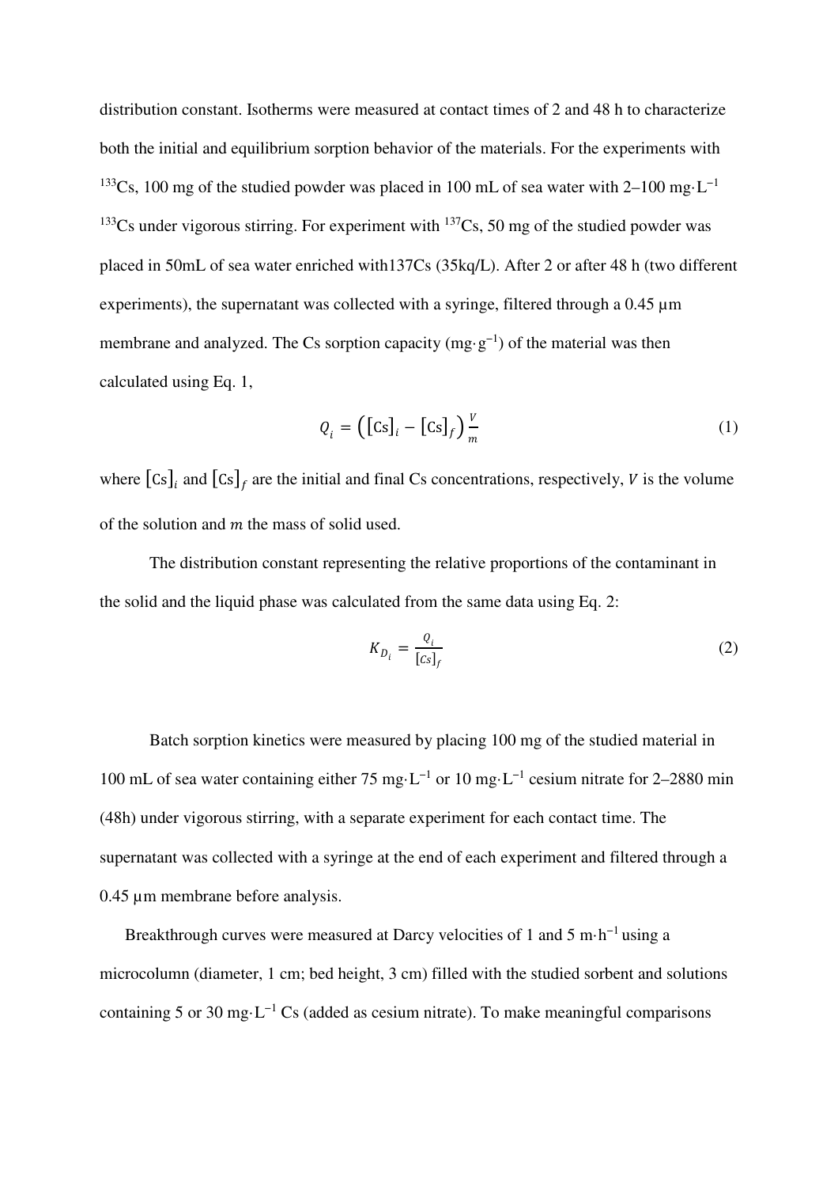distribution constant. Isotherms were measured at contact times of 2 and 48 h to characterize both the initial and equilibrium sorption behavior of the materials. For the experiments with $^{133}$Cs, 100 mg of the studied powder was placed in 100 mL of sea water with 2–100 mg·L$^{-1}$ $^{133}$Cs under vigorous stirring. For experiment with $^{137}$Cs, 50 mg of the studied powder was placed in 50mL of sea water enriched with137Cs (35kq/L). After 2 or after 48 h (two different experiments), the supernatant was collected with a syringe, filtered through a 0.45 µm membrane and analyzed. The Cs sorption capacity (mg·g$^{-1}$) of the material was then calculated using Eq. 1,

$$Q_i = \left([\mathrm{Cs}]_i - [\mathrm{Cs}]_f\right)\frac{V}{m} \tag{1}$$

where $[\mathrm{Cs}]_i$ and $[\mathrm{Cs}]_f$ are the initial and final Cs concentrations, respectively, $V$ is the volume of the solution and $m$ the mass of solid used.

The distribution constant representing the relative proportions of the contaminant in the solid and the liquid phase was calculated from the same data using Eq. 2:

$$K_{D_i} = \frac{Q_i}{[Cs]_f} \tag{2}$$

Batch sorption kinetics were measured by placing 100 mg of the studied material in 100 mL of sea water containing either 75 mg·L$^{-1}$ or 10 mg·L$^{-1}$ cesium nitrate for 2–2880 min (48h) under vigorous stirring, with a separate experiment for each contact time. The supernatant was collected with a syringe at the end of each experiment and filtered through a 0.45 µm membrane before analysis.

Breakthrough curves were measured at Darcy velocities of 1 and 5 m·h$^{-1}$ using a microcolumn (diameter, 1 cm; bed height, 3 cm) filled with the studied sorbent and solutions containing 5 or 30 mg·L$^{-1}$ Cs (added as cesium nitrate). To make meaningful comparisons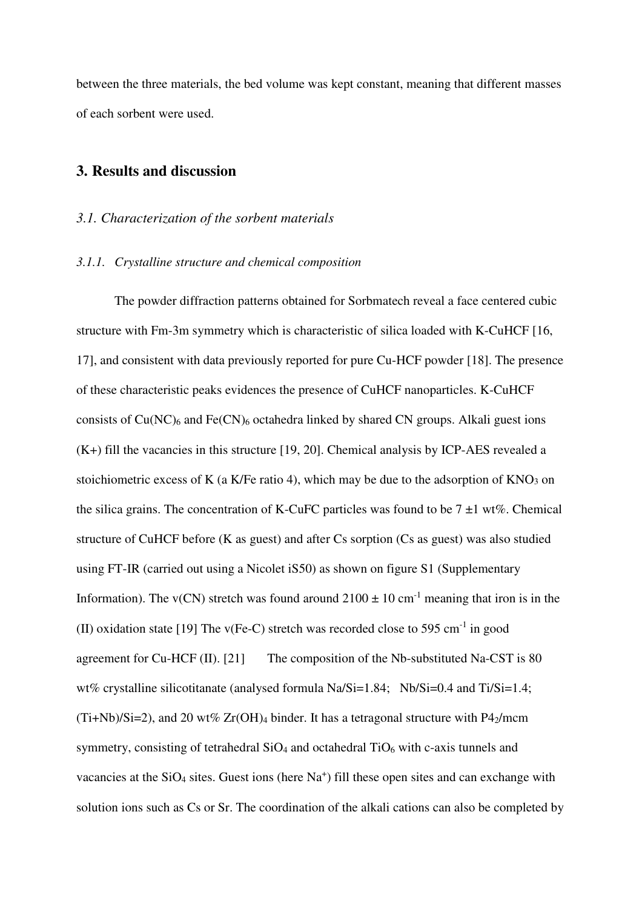between the three materials, the bed volume was kept constant, meaning that different masses of each sorbent were used.

## 3. Results and discussion

### *3.1. Characterization of the sorbent materials*

#### *3.1.1. Crystalline structure and chemical composition*

The powder diffraction patterns obtained for Sorbmatech reveal a face centered cubic structure with Fm-3m symmetry which is characteristic of silica loaded with K-CuHCF [16, 17], and consistent with data previously reported for pure Cu-HCF powder [18]. The presence of these characteristic peaks evidences the presence of CuHCF nanoparticles. K-CuHCF consists of $Cu(NC)_6$ and $Fe(CN)_6$ octahedra linked by shared CN groups. Alkali guest ions (K+) fill the vacancies in this structure [19, 20]. Chemical analysis by ICP-AES revealed a stoichiometric excess of K (a K/Fe ratio 4), which may be due to the adsorption of $KNO_3$ on the silica grains. The concentration of K-CuFC particles was found to be 7 ±1 wt%. Chemical structure of CuHCF before (K as guest) and after Cs sorption (Cs as guest) was also studied using FT-IR (carried out using a Nicolet iS50) as shown on figure S1 (Supplementary Information). The v(CN) stretch was found around $2100 \pm 10$ $cm^{-1}$ meaning that iron is in the (II) oxidation state [19] The v(Fe-C) stretch was recorded close to 595 $cm^{-1}$ in good agreement for Cu-HCF (II). [21] The composition of the Nb-substituted Na-CST is 80 wt% crystalline silicotitanate (analysed formula Na/Si=1.84; Nb/Si=0.4 and Ti/Si=1.4; (Ti+Nb)/Si=2), and 20 wt% $Zr(OH)_4$ binder. It has a tetragonal structure with $P4_2/mcm$ symmetry, consisting of tetrahedral $SiO_4$ and octahedral $TiO_6$ with c-axis tunnels and vacancies at the $SiO_4$ sites. Guest ions (here $Na^+$) fill these open sites and can exchange with solution ions such as Cs or Sr. The coordination of the alkali cations can also be completed by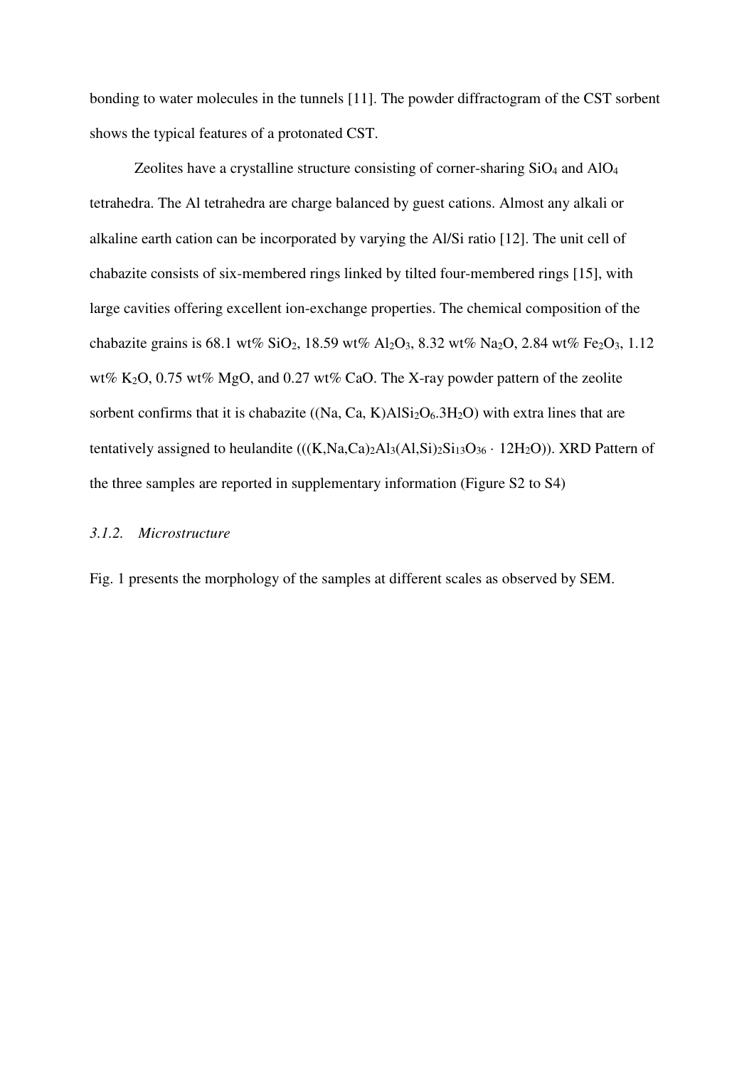bonding to water molecules in the tunnels [11]. The powder diffractogram of the CST sorbent shows the typical features of a protonated CST.

Zeolites have a crystalline structure consisting of corner-sharing $SiO_4$ and $AlO_4$ tetrahedra. The Al tetrahedra are charge balanced by guest cations. Almost any alkali or alkaline earth cation can be incorporated by varying the Al/Si ratio [12]. The unit cell of chabazite consists of six-membered rings linked by tilted four-membered rings [15], with large cavities offering excellent ion-exchange properties. The chemical composition of the chabazite grains is 68.1 wt% $SiO_2$, 18.59 wt% $Al_2O_3$, 8.32 wt% $Na_2O$, 2.84 wt% $Fe_2O_3$, 1.12 wt% $K_2O$, 0.75 wt% MgO, and 0.27 wt% CaO. The X-ray powder pattern of the zeolite sorbent confirms that it is chabazite ((Na, Ca, K)$AlSi_2O_6.3H_2O$) with extra lines that are tentatively assigned to heulandite (((K,Na,Ca)$_2Al_3$(Al,Si)$_2Si_{13}O_{36} \cdot 12H_2O$)). XRD Pattern of the three samples are reported in supplementary information (Figure S2 to S4)

### *3.1.2. Microstructure*

Fig. 1 presents the morphology of the samples at different scales as observed by SEM.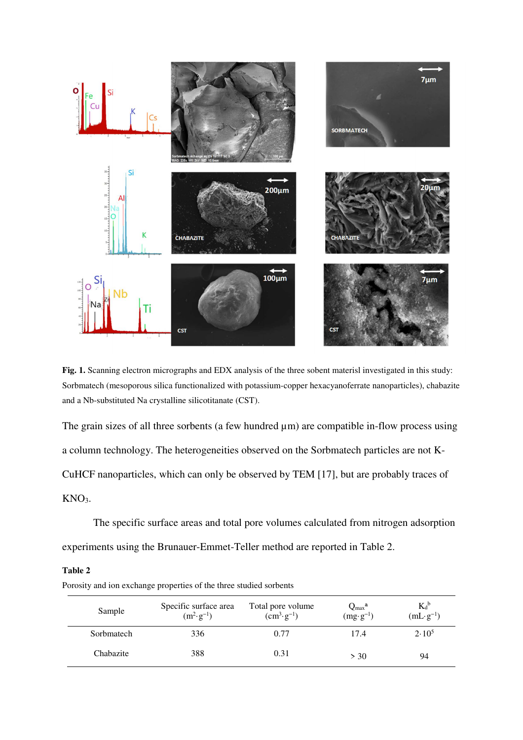**Fig. 1.** Scanning electron micrographs and EDX analysis of the three sobent materisl investigated in this study: Sorbmatech (mesoporous silica functionalized with potassium-copper hexacyanoferrate nanoparticles), chabazite and a Nb-substituted Na crystalline silicotitanate (CST).

The grain sizes of all three sorbents (a few hundred μm) are compatible in-flow process using a column technology. The heterogeneities observed on the Sorbmatech particles are not K-CuHCF nanoparticles, which can only be observed by TEM [17], but are probably traces of $KNO_3$.

The specific surface areas and total pore volumes calculated from nitrogen adsorption experiments using the Brunauer-Emmet-Teller method are reported in Table 2.

**Table 2**

Porosity and ion exchange properties of the three studied sorbents

| Sample | Specific surface area ($m^2 \cdot g^{-1}$) | Total pore volume ($cm^3 \cdot g^{-1}$) | $Q_{max}$[a] ($mg \cdot g^{-1}$) | $K_d$[b] ($mL \cdot g^{-1}$) |
|---|---|---|---|---|
| Sorbmatech | 336 | 0.77 | 17.4 | $2 \cdot 10^5$ |
| Chabazite | 388 | 0.31 | > 30 | 94 |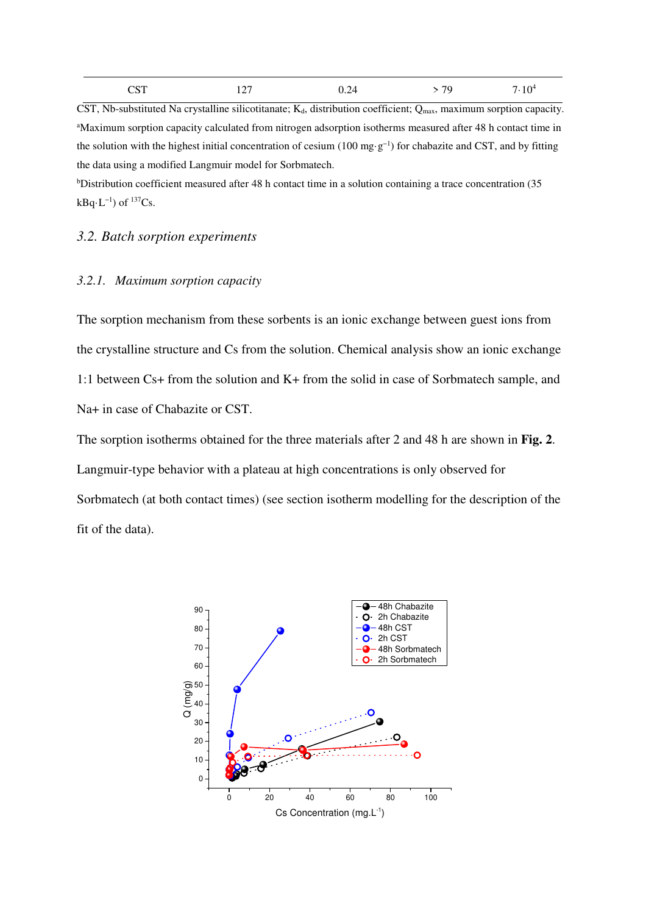| CST | 127 | 0.24 | > 79 | $7 \cdot 10^4$ |
|---|---|---|---|---|

CST, Nb-substituted Na crystalline silicotitanate; $K_d$, distribution coefficient; $Q_{max}$, maximum sorption capacity.
[a]Maximum sorption capacity calculated from nitrogen adsorption isotherms measured after 48 h contact time in the solution with the highest initial concentration of cesium (100 mg·g$^{-1}$) for chabazite and CST, and by fitting the data using a modified Langmuir model for Sorbmatech.
[b]Distribution coefficient measured after 48 h contact time in a solution containing a trace concentration (35 kBq·L$^{-1}$) of $^{137}$Cs.

## *3.2. Batch sorption experiments*

### *3.2.1. Maximum sorption capacity*

The sorption mechanism from these sorbents is an ionic exchange between guest ions from the crystalline structure and Cs from the solution. Chemical analysis show an ionic exchange 1:1 between Cs+ from the solution and K+ from the solid in case of Sorbmatech sample, and Na+ in case of Chabazite or CST.

The sorption isotherms obtained for the three materials after 2 and 48 h are shown in **Fig. 2**. Langmuir-type behavior with a plateau at high concentrations is only observed for Sorbmatech (at both contact times) (see section isotherm modelling for the description of the fit of the data).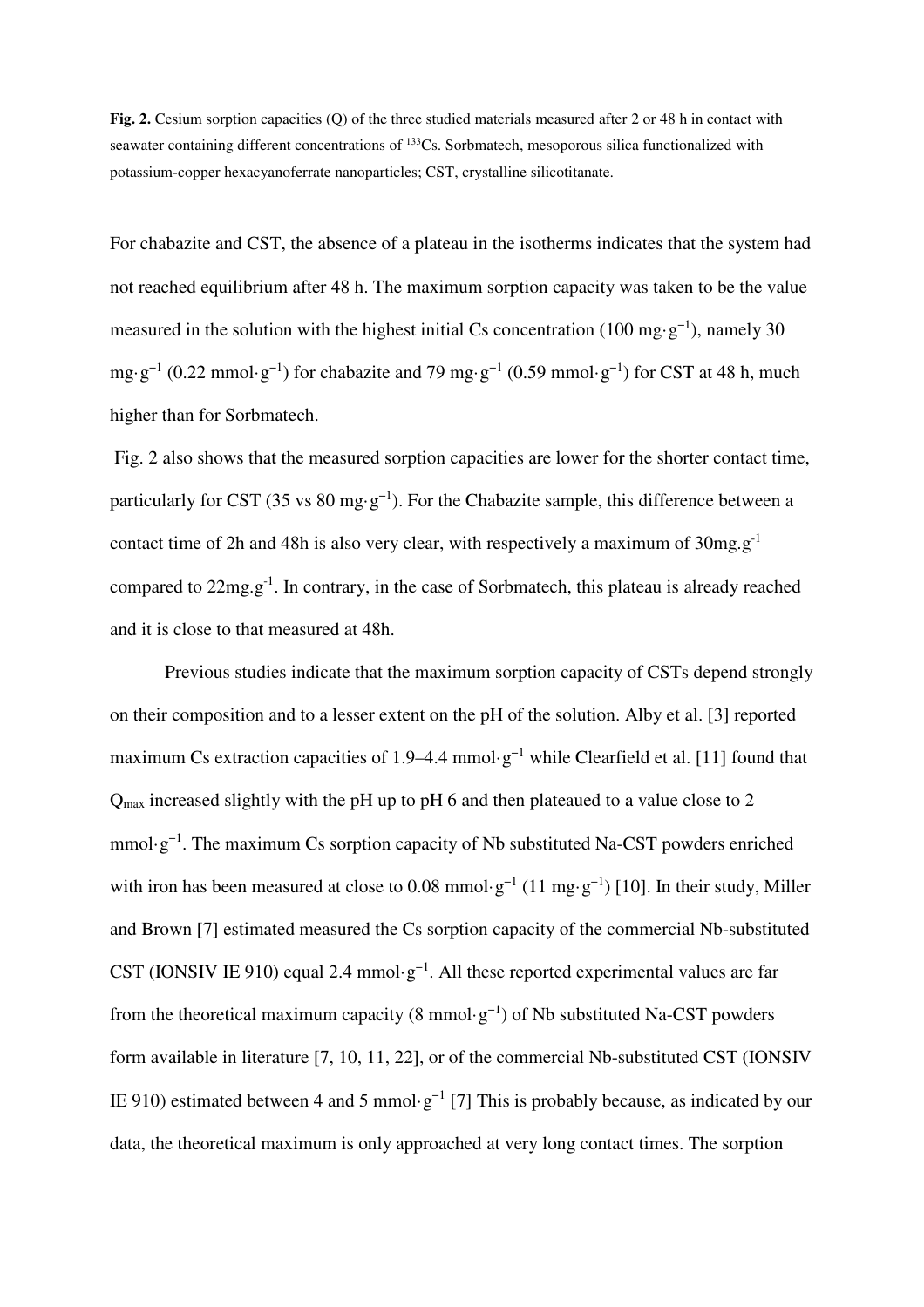**Fig. 2.** Cesium sorption capacities (Q) of the three studied materials measured after 2 or 48 h in contact with seawater containing different concentrations of $^{133}$Cs. Sorbmatech, mesoporous silica functionalized with potassium-copper hexacyanoferrate nanoparticles; CST, crystalline silicotitanate.

For chabazite and CST, the absence of a plateau in the isotherms indicates that the system had not reached equilibrium after 48 h. The maximum sorption capacity was taken to be the value measured in the solution with the highest initial Cs concentration (100 mg·g$^{-1}$), namely 30 mg·g$^{-1}$ (0.22 mmol·g$^{-1}$) for chabazite and 79 mg·g$^{-1}$ (0.59 mmol·g$^{-1}$) for CST at 48 h, much higher than for Sorbmatech.

Fig. 2 also shows that the measured sorption capacities are lower for the shorter contact time, particularly for CST (35 vs 80 mg·g$^{-1}$). For the Chabazite sample, this difference between a contact time of 2h and 48h is also very clear, with respectively a maximum of 30mg.g$^{-1}$ compared to 22mg.g$^{-1}$. In contrary, in the case of Sorbmatech, this plateau is already reached and it is close to that measured at 48h.

Previous studies indicate that the maximum sorption capacity of CSTs depend strongly on their composition and to a lesser extent on the pH of the solution. Alby et al. [3] reported maximum Cs extraction capacities of 1.9–4.4 mmol·g$^{-1}$ while Clearfield et al. [11] found that $Q_{max}$ increased slightly with the pH up to pH 6 and then plateaued to a value close to 2 mmol·g$^{-1}$. The maximum Cs sorption capacity of Nb substituted Na-CST powders enriched with iron has been measured at close to 0.08 mmol·g$^{-1}$ (11 mg·g$^{-1}$) [10]. In their study, Miller and Brown [7] estimated measured the Cs sorption capacity of the commercial Nb-substituted CST (IONSIV IE 910) equal 2.4 mmol·g$^{-1}$. All these reported experimental values are far from the theoretical maximum capacity (8 mmol·g$^{-1}$) of Nb substituted Na-CST powders form available in literature [7, 10, 11, 22], or of the commercial Nb-substituted CST (IONSIV IE 910) estimated between 4 and 5 mmol·g$^{-1}$ [7] This is probably because, as indicated by our data, the theoretical maximum is only approached at very long contact times. The sorption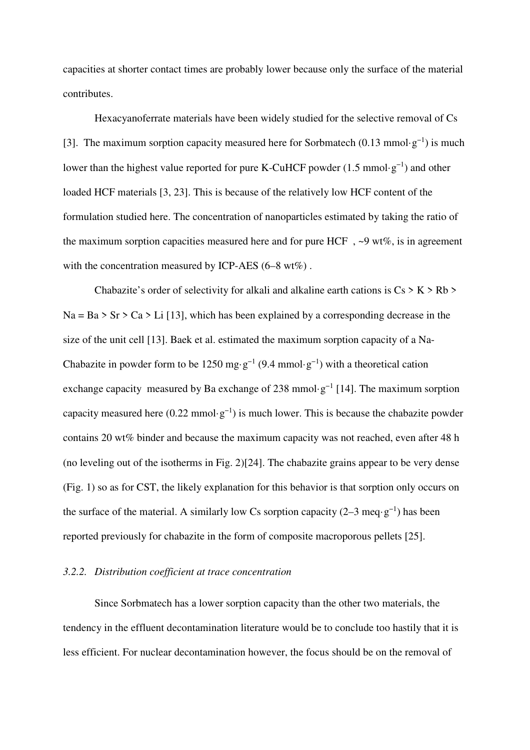capacities at shorter contact times are probably lower because only the surface of the material contributes.

Hexacyanoferrate materials have been widely studied for the selective removal of Cs [3]. The maximum sorption capacity measured here for Sorbmatech (0.13 $mmol \cdot g^{-1}$) is much lower than the highest value reported for pure K-CuHCF powder (1.5 $mmol \cdot g^{-1}$) and other loaded HCF materials [3, 23]. This is because of the relatively low HCF content of the formulation studied here. The concentration of nanoparticles estimated by taking the ratio of the maximum sorption capacities measured here and for pure HCF , ~9 wt%, is in agreement with the concentration measured by ICP-AES (6–8 wt%) .

Chabazite's order of selectivity for alkali and alkaline earth cations is Cs > K > Rb > Na = Ba > Sr > Ca > Li [13], which has been explained by a corresponding decrease in the size of the unit cell [13]. Baek et al. estimated the maximum sorption capacity of a Na-Chabazite in powder form to be 1250 $mg \cdot g^{-1}$ (9.4 $mmol \cdot g^{-1}$) with a theoretical cation exchange capacity measured by Ba exchange of 238 $mmol \cdot g^{-1}$ [14]. The maximum sorption capacity measured here (0.22 $mmol \cdot g^{-1}$) is much lower. This is because the chabazite powder contains 20 wt% binder and because the maximum capacity was not reached, even after 48 h (no leveling out of the isotherms in Fig. 2)[24]. The chabazite grains appear to be very dense (Fig. 1) so as for CST, the likely explanation for this behavior is that sorption only occurs on the surface of the material. A similarly low Cs sorption capacity (2–3 $meq \cdot g^{-1}$) has been reported previously for chabazite in the form of composite macroporous pellets [25].

### *3.2.2. Distribution coefficient at trace concentration*

Since Sorbmatech has a lower sorption capacity than the other two materials, the tendency in the effluent decontamination literature would be to conclude too hastily that it is less efficient. For nuclear decontamination however, the focus should be on the removal of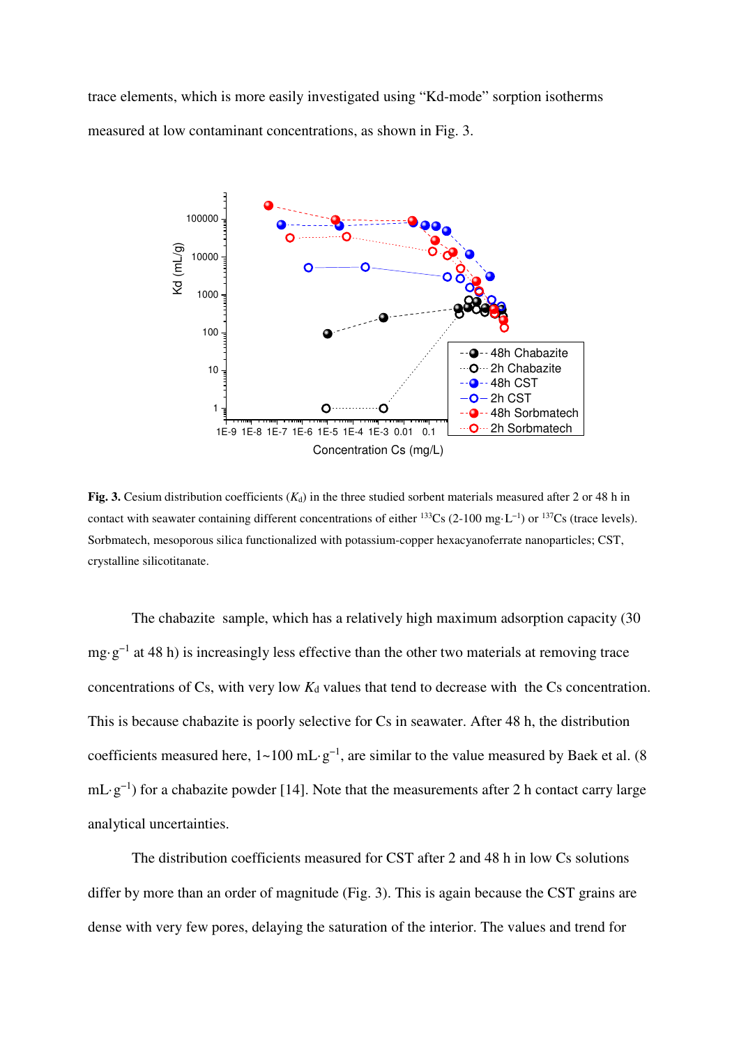trace elements, which is more easily investigated using "Kd-mode" sorption isotherms measured at low contaminant concentrations, as shown in Fig. 3.

**Fig. 3.** Cesium distribution coefficients ($K_d$) in the three studied sorbent materials measured after 2 or 48 h in contact with seawater containing different concentrations of either $^{133}$Cs (2-100 mg·L$^{-1}$) or $^{137}$Cs (trace levels). Sorbmatech, mesoporous silica functionalized with potassium-copper hexacyanoferrate nanoparticles; CST, crystalline silicotitanate.

The chabazite sample, which has a relatively high maximum adsorption capacity (30 mg·g$^{-1}$ at 48 h) is increasingly less effective than the other two materials at removing trace concentrations of Cs, with very low $K_d$ values that tend to decrease with the Cs concentration. This is because chabazite is poorly selective for Cs in seawater. After 48 h, the distribution coefficients measured here, 1~100 mL·g$^{-1}$, are similar to the value measured by Baek et al. (8 mL·g$^{-1}$) for a chabazite powder [14]. Note that the measurements after 2 h contact carry large analytical uncertainties.

The distribution coefficients measured for CST after 2 and 48 h in low Cs solutions differ by more than an order of magnitude (Fig. 3). This is again because the CST grains are dense with very few pores, delaying the saturation of the interior. The values and trend for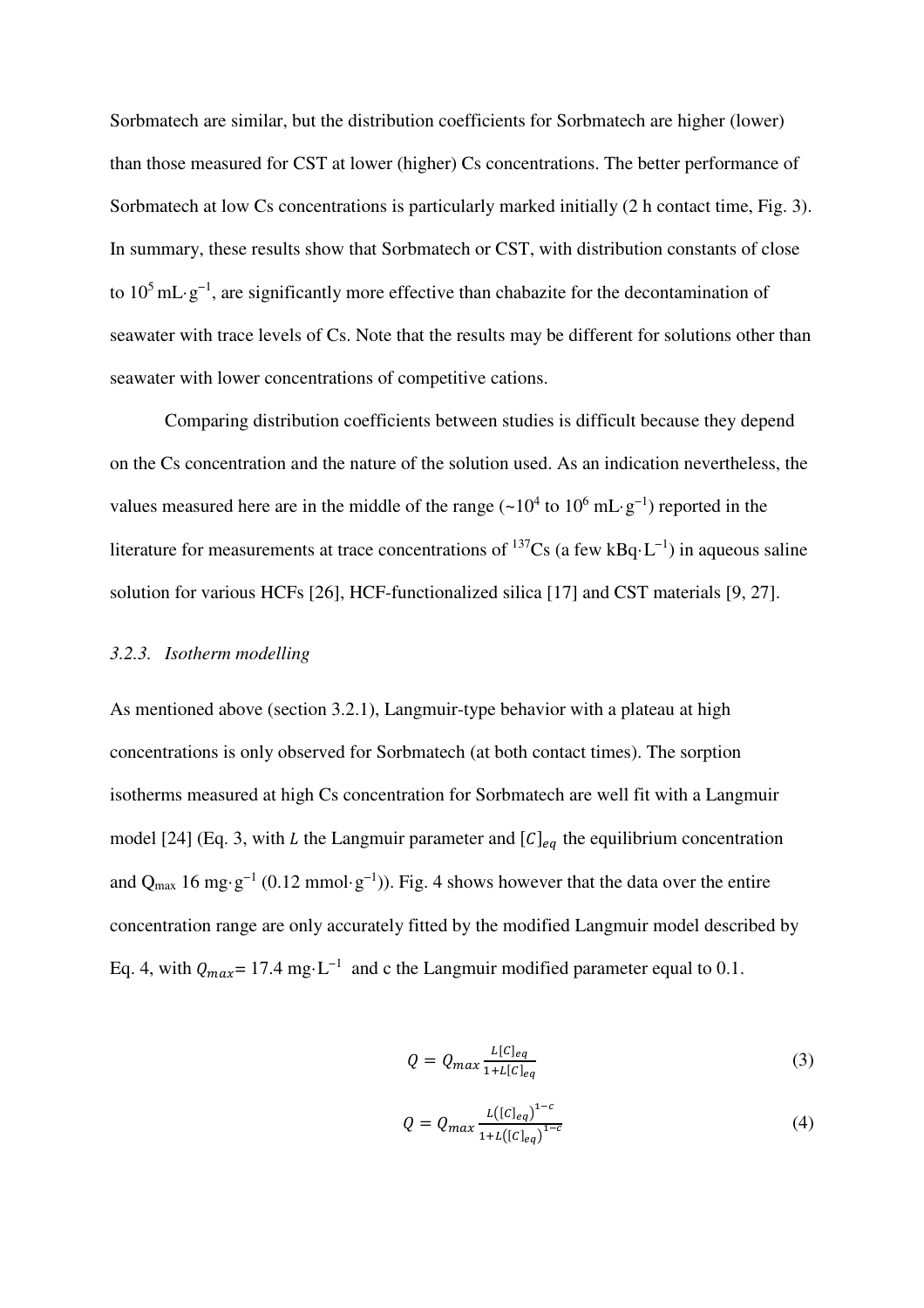Sorbmatech are similar, but the distribution coefficients for Sorbmatech are higher (lower) than those measured for CST at lower (higher) Cs concentrations. The better performance of Sorbmatech at low Cs concentrations is particularly marked initially (2 h contact time, Fig. 3). In summary, these results show that Sorbmatech or CST, with distribution constants of close to $10^5$ mL·g$^{-1}$, are significantly more effective than chabazite for the decontamination of seawater with trace levels of Cs. Note that the results may be different for solutions other than seawater with lower concentrations of competitive cations.

Comparing distribution coefficients between studies is difficult because they depend on the Cs concentration and the nature of the solution used. As an indication nevertheless, the values measured here are in the middle of the range (~$10^4$ to $10^6$ mL·g$^{-1}$) reported in the literature for measurements at trace concentrations of $^{137}$Cs (a few kBq·L$^{-1}$) in aqueous saline solution for various HCFs [26], HCF-functionalized silica [17] and CST materials [9, 27].

### *3.2.3. Isotherm modelling*

As mentioned above (section 3.2.1), Langmuir-type behavior with a plateau at high concentrations is only observed for Sorbmatech (at both contact times). The sorption isotherms measured at high Cs concentration for Sorbmatech are well fit with a Langmuir model [24] (Eq. 3, with $L$ the Langmuir parameter and $[C]_{eq}$ the equilibrium concentration and $Q_{max}$ 16 mg·g$^{-1}$ (0.12 mmol·g$^{-1}$)). Fig. 4 shows however that the data over the entire concentration range are only accurately fitted by the modified Langmuir model described by Eq. 4, with $Q_{max}$= 17.4 mg·L$^{-1}$ and c the Langmuir modified parameter equal to 0.1.

$$Q = Q_{max} \frac{L[C]_{eq}}{1+L[C]_{eq}} \tag{3}$$

$$Q = Q_{max} \frac{L\left([C]_{eq}\right)^{1-c}}{1+L\left([C]_{eq}\right)^{1-c}} \tag{4}$$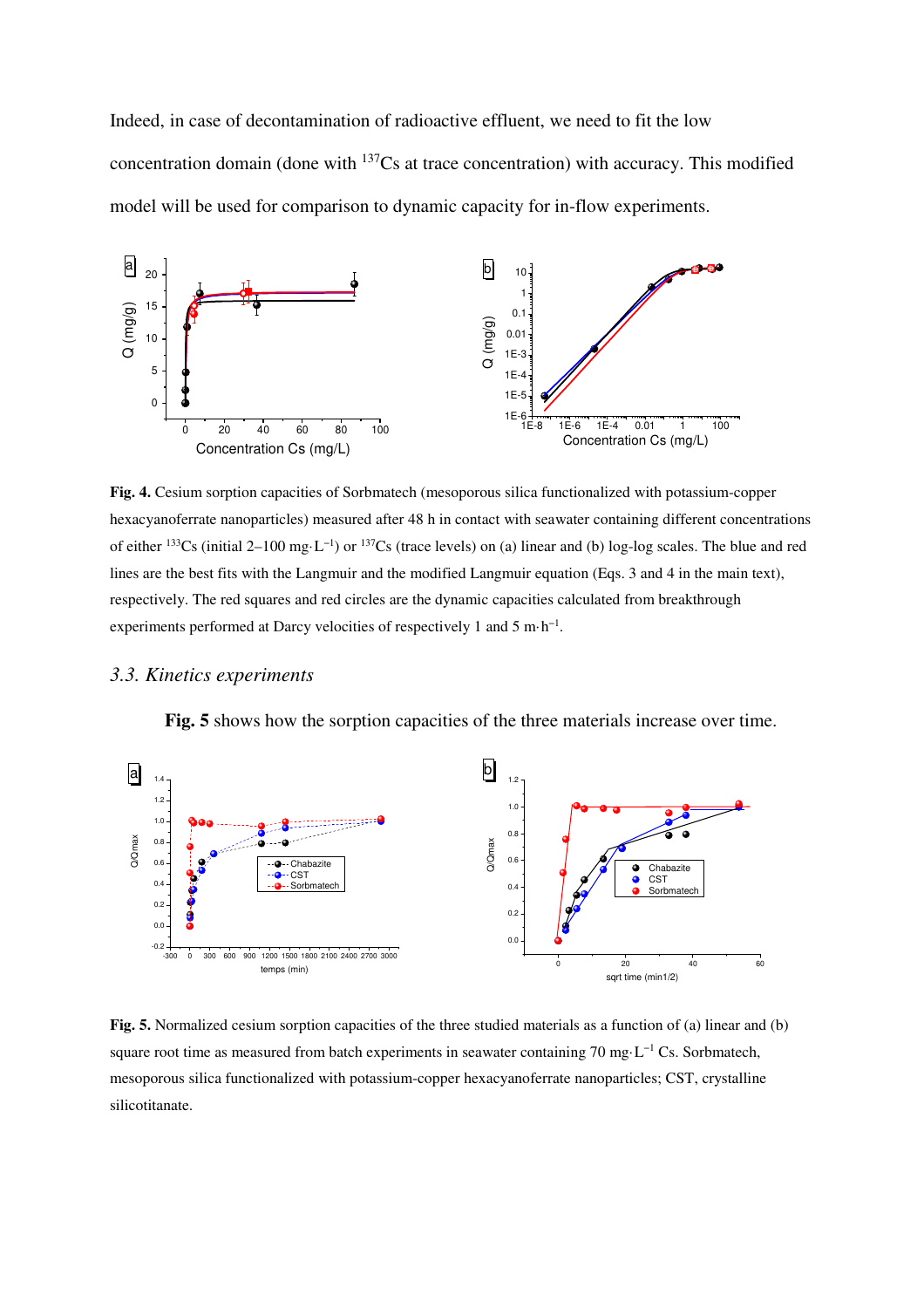Indeed, in case of decontamination of radioactive effluent, we need to fit the low concentration domain (done with $^{137}$Cs at trace concentration) with accuracy. This modified model will be used for comparison to dynamic capacity for in-flow experiments.

**Fig. 4.** Cesium sorption capacities of Sorbmatech (mesoporous silica functionalized with potassium-copper hexacyanoferrate nanoparticles) measured after 48 h in contact with seawater containing different concentrations of either $^{133}$Cs (initial 2–100 mg·L$^{-1}$) or $^{137}$Cs (trace levels) on (a) linear and (b) log-log scales. The blue and red lines are the best fits with the Langmuir and the modified Langmuir equation (Eqs. 3 and 4 in the main text), respectively. The red squares and red circles are the dynamic capacities calculated from breakthrough experiments performed at Darcy velocities of respectively 1 and 5 m·h$^{-1}$.

### *3.3. Kinetics experiments*

**Fig. 5** shows how the sorption capacities of the three materials increase over time.

**Fig. 5.** Normalized cesium sorption capacities of the three studied materials as a function of (a) linear and (b) square root time as measured from batch experiments in seawater containing 70 mg·L$^{-1}$ Cs. Sorbmatech, mesoporous silica functionalized with potassium-copper hexacyanoferrate nanoparticles; CST, crystalline silicotitanate.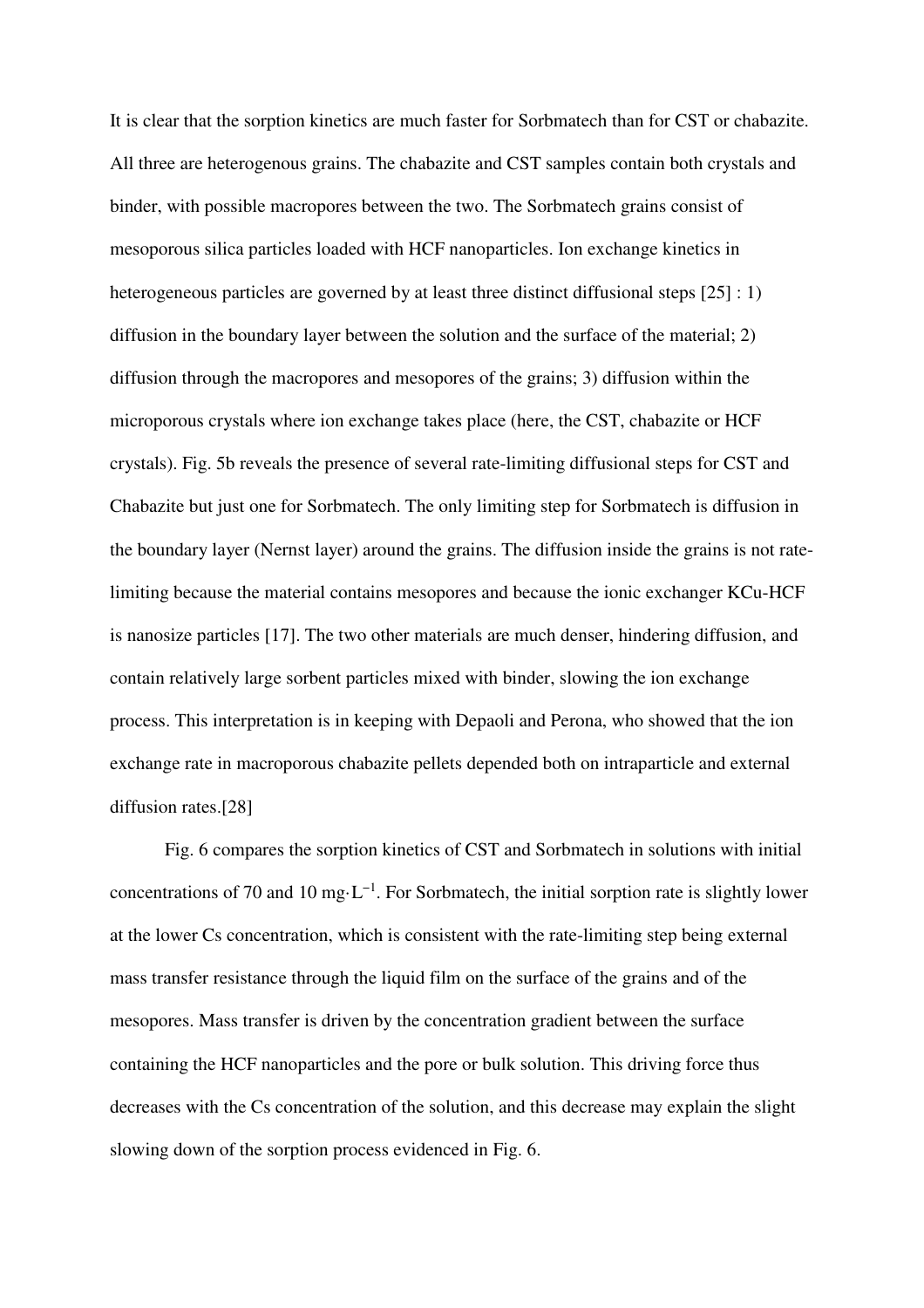It is clear that the sorption kinetics are much faster for Sorbmatech than for CST or chabazite. All three are heterogenous grains. The chabazite and CST samples contain both crystals and binder, with possible macropores between the two. The Sorbmatech grains consist of mesoporous silica particles loaded with HCF nanoparticles. Ion exchange kinetics in heterogeneous particles are governed by at least three distinct diffusional steps [25] : 1) diffusion in the boundary layer between the solution and the surface of the material; 2) diffusion through the macropores and mesopores of the grains; 3) diffusion within the microporous crystals where ion exchange takes place (here, the CST, chabazite or HCF crystals). Fig. 5b reveals the presence of several rate-limiting diffusional steps for CST and Chabazite but just one for Sorbmatech. The only limiting step for Sorbmatech is diffusion in the boundary layer (Nernst layer) around the grains. The diffusion inside the grains is not rate-limiting because the material contains mesopores and because the ionic exchanger KCu-HCF is nanosize particles [17]. The two other materials are much denser, hindering diffusion, and contain relatively large sorbent particles mixed with binder, slowing the ion exchange process. This interpretation is in keeping with Depaoli and Perona, who showed that the ion exchange rate in macroporous chabazite pellets depended both on intraparticle and external diffusion rates.[28]

Fig. 6 compares the sorption kinetics of CST and Sorbmatech in solutions with initial concentrations of 70 and 10 $mg \cdot L^{-1}$. For Sorbmatech, the initial sorption rate is slightly lower at the lower Cs concentration, which is consistent with the rate-limiting step being external mass transfer resistance through the liquid film on the surface of the grains and of the mesopores. Mass transfer is driven by the concentration gradient between the surface containing the HCF nanoparticles and the pore or bulk solution. This driving force thus decreases with the Cs concentration of the solution, and this decrease may explain the slight slowing down of the sorption process evidenced in Fig. 6.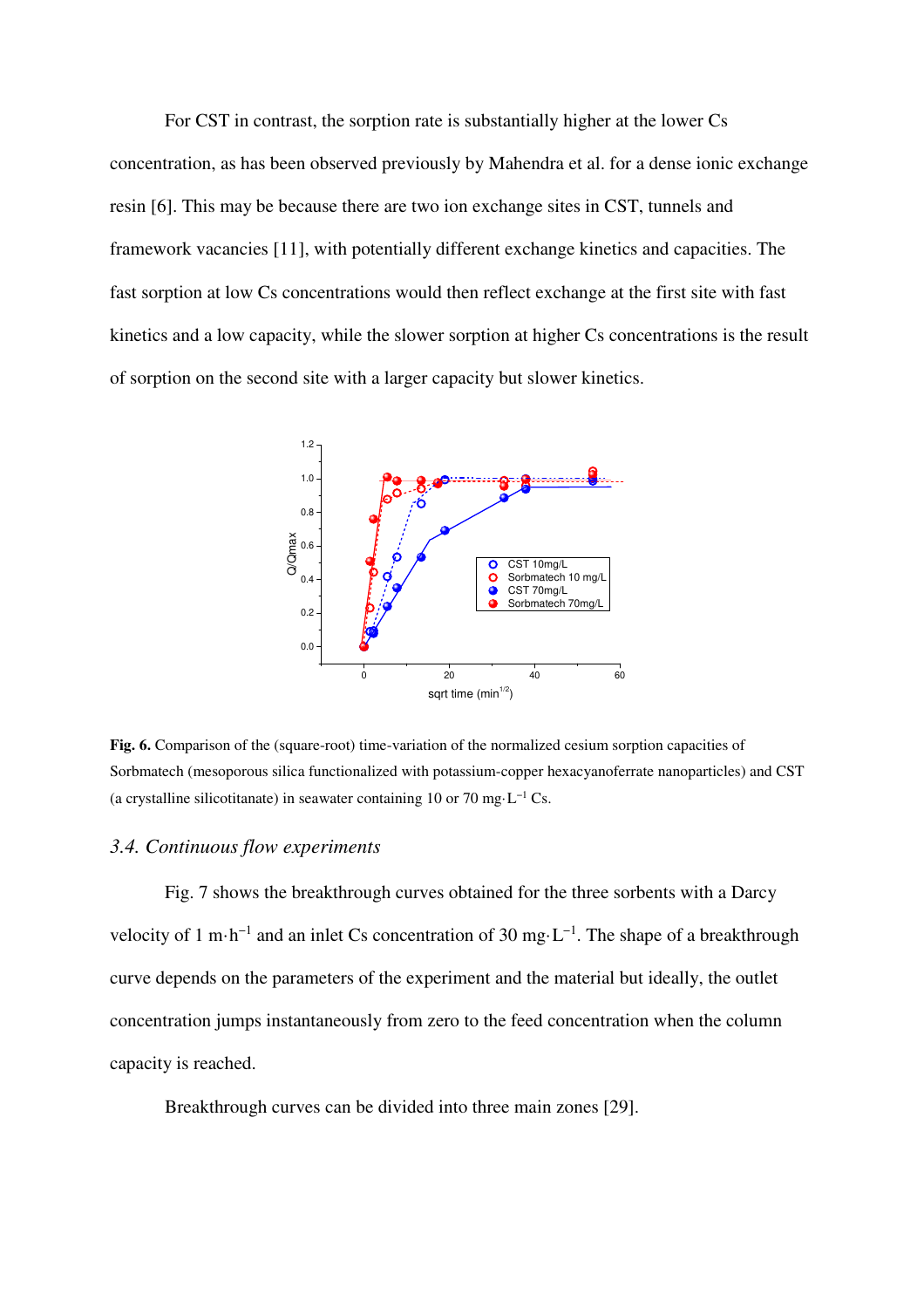For CST in contrast, the sorption rate is substantially higher at the lower Cs concentration, as has been observed previously by Mahendra et al. for a dense ionic exchange resin [6]. This may be because there are two ion exchange sites in CST, tunnels and framework vacancies [11], with potentially different exchange kinetics and capacities. The fast sorption at low Cs concentrations would then reflect exchange at the first site with fast kinetics and a low capacity, while the slower sorption at higher Cs concentrations is the result of sorption on the second site with a larger capacity but slower kinetics.

**Fig. 6.** Comparison of the (square-root) time-variation of the normalized cesium sorption capacities of Sorbmatech (mesoporous silica functionalized with potassium-copper hexacyanoferrate nanoparticles) and CST (a crystalline silicotitanate) in seawater containing 10 or 70 mg·L$^{-1}$ Cs.

### *3.4. Continuous flow experiments*

Fig. 7 shows the breakthrough curves obtained for the three sorbents with a Darcy velocity of 1 m·h$^{-1}$ and an inlet Cs concentration of 30 mg·L$^{-1}$. The shape of a breakthrough curve depends on the parameters of the experiment and the material but ideally, the outlet concentration jumps instantaneously from zero to the feed concentration when the column capacity is reached.

Breakthrough curves can be divided into three main zones [29].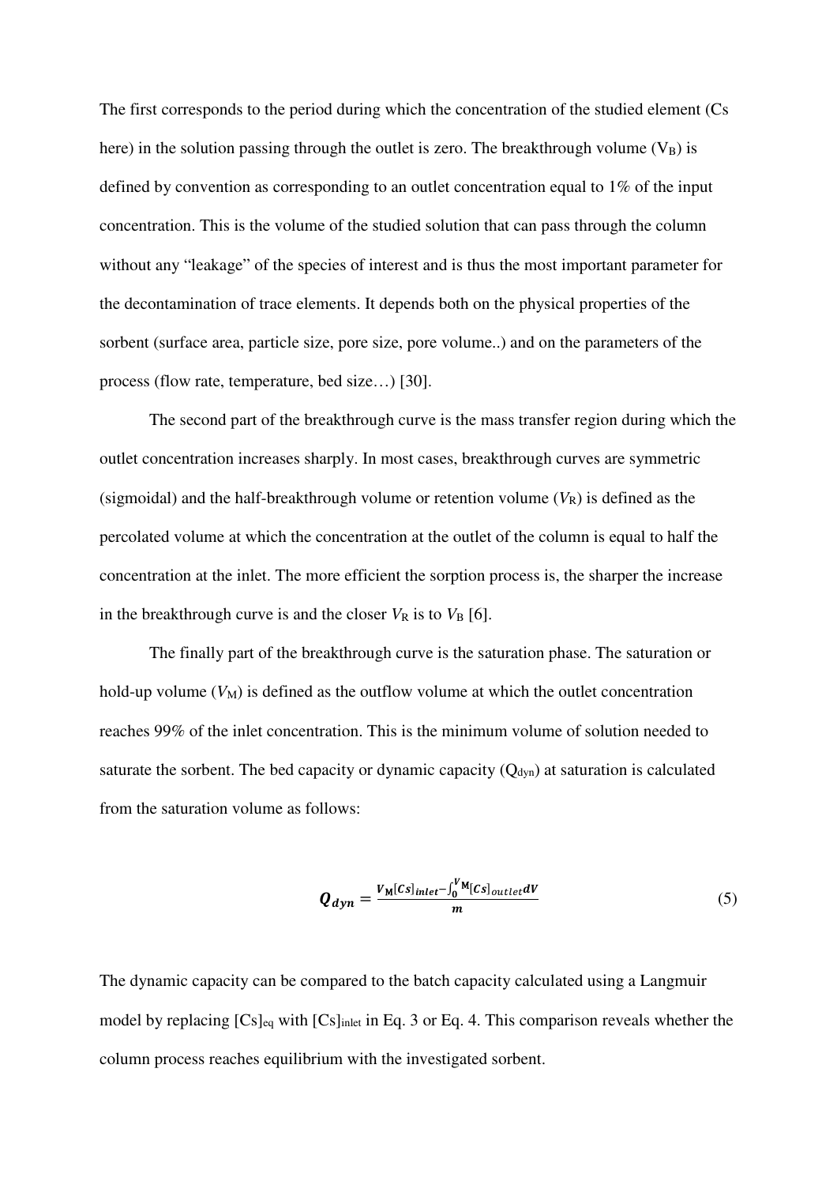The first corresponds to the period during which the concentration of the studied element (Cs here) in the solution passing through the outlet is zero. The breakthrough volume ($V_B$) is defined by convention as corresponding to an outlet concentration equal to 1% of the input concentration. This is the volume of the studied solution that can pass through the column without any "leakage" of the species of interest and is thus the most important parameter for the decontamination of trace elements. It depends both on the physical properties of the sorbent (surface area, particle size, pore size, pore volume..) and on the parameters of the process (flow rate, temperature, bed size…) [30].

The second part of the breakthrough curve is the mass transfer region during which the outlet concentration increases sharply. In most cases, breakthrough curves are symmetric (sigmoidal) and the half-breakthrough volume or retention volume ($V_R$) is defined as the percolated volume at which the concentration at the outlet of the column is equal to half the concentration at the inlet. The more efficient the sorption process is, the sharper the increase in the breakthrough curve is and the closer $V_R$ is to $V_B$ [6].

The finally part of the breakthrough curve is the saturation phase. The saturation or hold-up volume ($V_M$) is defined as the outflow volume at which the outlet concentration reaches 99% of the inlet concentration. This is the minimum volume of solution needed to saturate the sorbent. The bed capacity or dynamic capacity ($Q_{dyn}$) at saturation is calculated from the saturation volume as follows:

$$\boldsymbol{Q_{dyn}} = \frac{V_M[Cs]_{inlet} - \int_0^{V_M}[Cs]_{outlet}dV}{m} \quad (5)$$

The dynamic capacity can be compared to the batch capacity calculated using a Langmuir model by replacing $[Cs]_{eq}$ with $[Cs]_{inlet}$ in Eq. 3 or Eq. 4. This comparison reveals whether the column process reaches equilibrium with the investigated sorbent.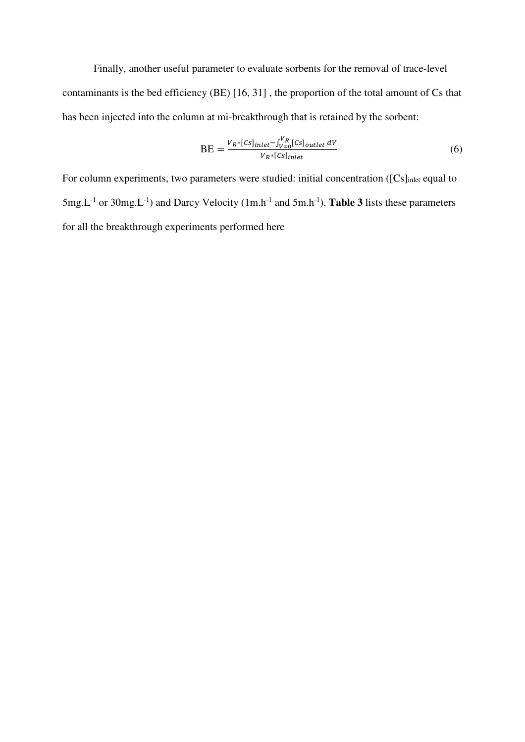Finally, another useful parameter to evaluate sorbents for the removal of trace-level contaminants is the bed efficiency (BE) [16, 31] , the proportion of the total amount of Cs that has been injected into the column at mi-breakthrough that is retained by the sorbent:

$$\mathrm{BE} = \frac{V_R * [Cs]_{inlet} - \int_{V=0}^{V_R} [Cs]_{outlet}\, dV}{V_R * [Cs]_{inlet}} \tag{6}$$

For column experiments, two parameters were studied: initial concentration ($[Cs]_{inlet}$ equal to $5 mg.L^{-1}$ or $30 mg.L^{-1}$) and Darcy Velocity ($1 m.h^{-1}$ and $5 m.h^{-1}$). **Table 3** lists these parameters for all the breakthrough experiments performed here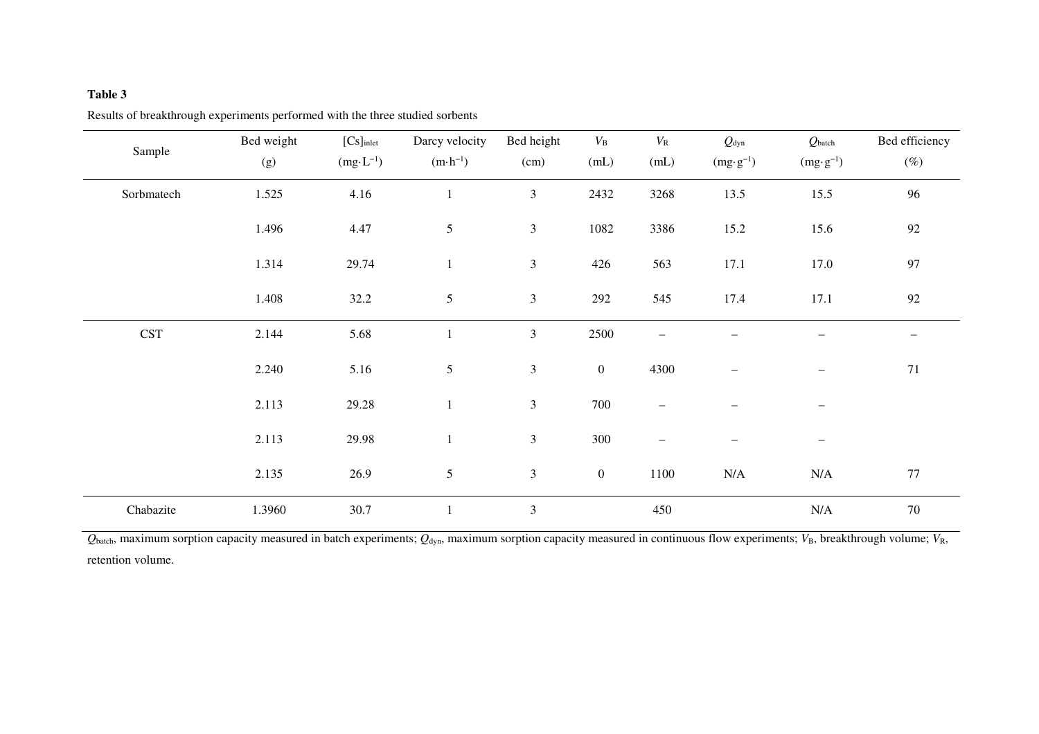**Table 3**

Results of breakthrough experiments performed with the three studied sorbents

| Sample | Bed weight (g) | $[Cs]_{inlet}$ ($mg \cdot L^{-1}$) | Darcy velocity ($m \cdot h^{-1}$) | Bed height (cm) | $V_B$ (mL) | $V_R$ (mL) | $Q_{dyn}$ ($mg \cdot g^{-1}$) | $Q_{batch}$ ($mg \cdot g^{-1}$) | Bed efficiency (%) |
|---|---|---|---|---|---|---|---|---|---|
| Sorbmatech | 1.525 | 4.16 | 1 | 3 | 2432 | 3268 | 13.5 | 15.5 | 96 |
| | 1.496 | 4.47 | 5 | 3 | 1082 | 3386 | 15.2 | 15.6 | 92 |
| | 1.314 | 29.74 | 1 | 3 | 426 | 563 | 17.1 | 17.0 | 97 |
| | 1.408 | 32.2 | 5 | 3 | 292 | 545 | 17.4 | 17.1 | 92 |
| CST | 2.144 | 5.68 | 1 | 3 | 2500 | – | – | – | – |
| | 2.240 | 5.16 | 5 | 3 | 0 | 4300 | – | – | 71 |
| | 2.113 | 29.28 | 1 | 3 | 700 | – | – | – | |
| | 2.113 | 29.98 | 1 | 3 | 300 | – | – | – | |
| | 2.135 | 26.9 | 5 | 3 | 0 | 1100 | N/A | N/A | 77 |
| Chabazite | 1.3960 | 30.7 | 1 | 3 | | 450 | | N/A | 70 |

$Q_{batch}$, maximum sorption capacity measured in batch experiments; $Q_{dyn}$, maximum sorption capacity measured in continuous flow experiments; $V_B$, breakthrough volume; $V_R$, retention volume.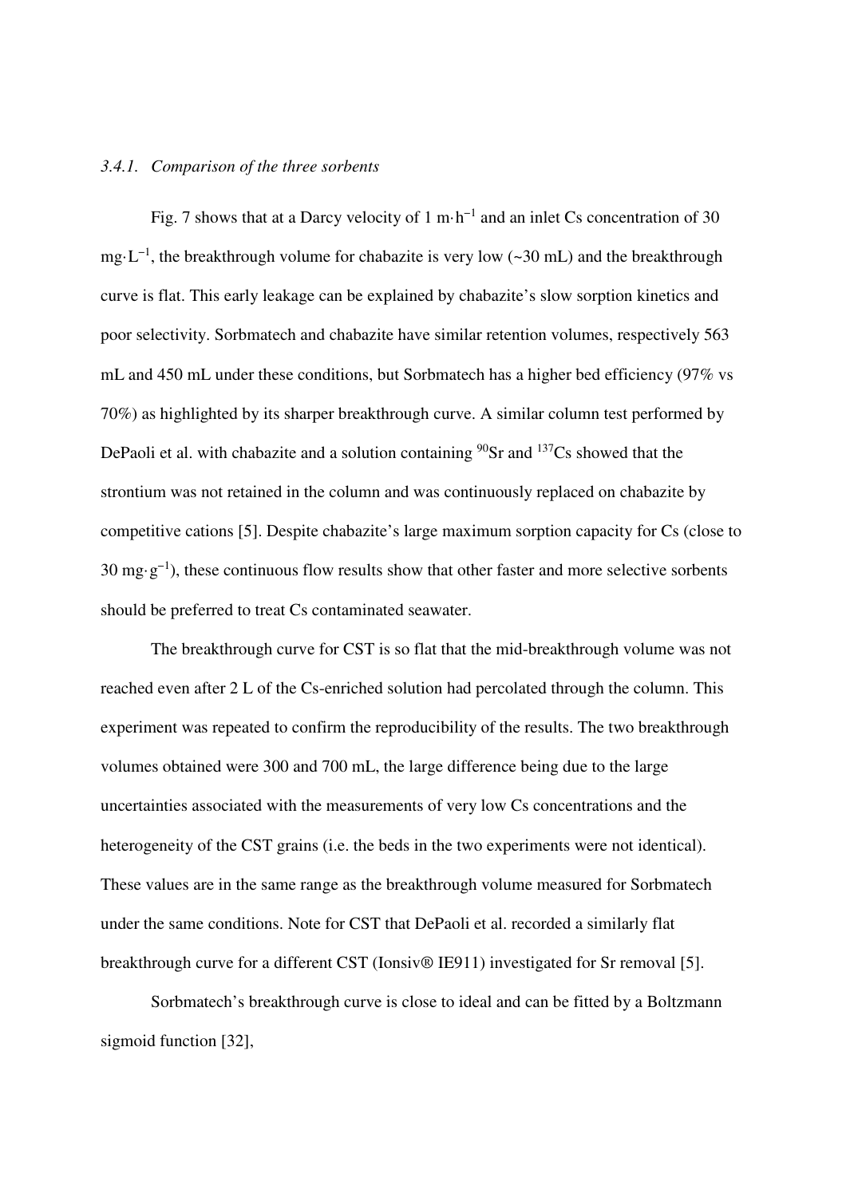### *3.4.1. Comparison of the three sorbents*

Fig. 7 shows that at a Darcy velocity of 1 $m \cdot h^{-1}$ and an inlet Cs concentration of 30 $mg \cdot L^{-1}$, the breakthrough volume for chabazite is very low (~30 mL) and the breakthrough curve is flat. This early leakage can be explained by chabazite's slow sorption kinetics and poor selectivity. Sorbmatech and chabazite have similar retention volumes, respectively 563 mL and 450 mL under these conditions, but Sorbmatech has a higher bed efficiency (97% vs 70%) as highlighted by its sharper breakthrough curve. A similar column test performed by DePaoli et al. with chabazite and a solution containing $^{90}Sr$ and $^{137}Cs$ showed that the strontium was not retained in the column and was continuously replaced on chabazite by competitive cations [5]. Despite chabazite's large maximum sorption capacity for Cs (close to 30 $mg \cdot g^{-1}$), these continuous flow results show that other faster and more selective sorbents should be preferred to treat Cs contaminated seawater.

The breakthrough curve for CST is so flat that the mid-breakthrough volume was not reached even after 2 L of the Cs-enriched solution had percolated through the column. This experiment was repeated to confirm the reproducibility of the results. The two breakthrough volumes obtained were 300 and 700 mL, the large difference being due to the large uncertainties associated with the measurements of very low Cs concentrations and the heterogeneity of the CST grains (i.e. the beds in the two experiments were not identical). These values are in the same range as the breakthrough volume measured for Sorbmatech under the same conditions. Note for CST that DePaoli et al. recorded a similarly flat breakthrough curve for a different CST (Ionsiv® IE911) investigated for Sr removal [5].

Sorbmatech's breakthrough curve is close to ideal and can be fitted by a Boltzmann sigmoid function [32],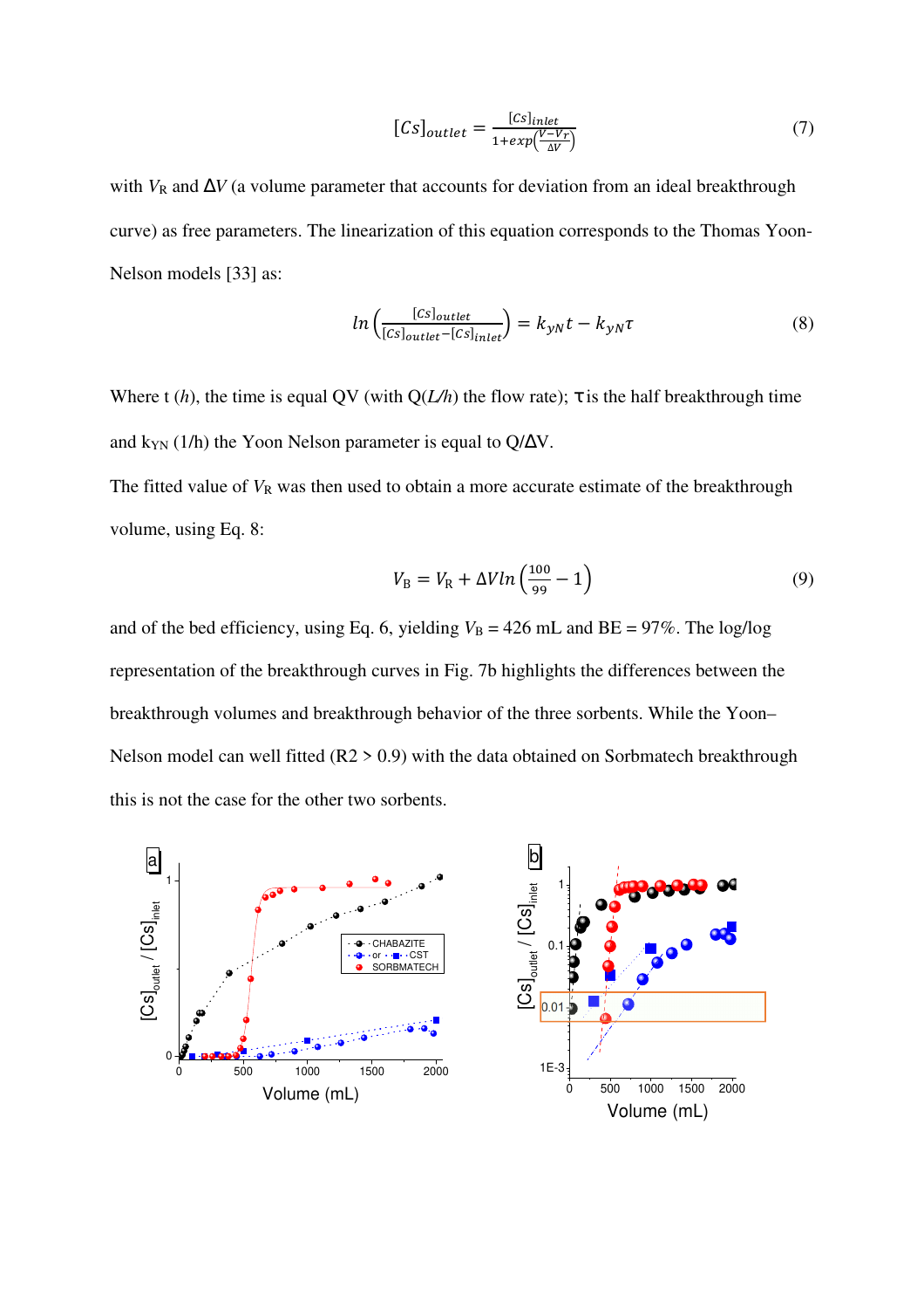$$[Cs]_{outlet} = \frac{[Cs]_{inlet}}{1+exp\left(\frac{V-V_r}{\Delta V}\right)} \tag{7}$$

with $V_R$ and $\Delta V$ (a volume parameter that accounts for deviation from an ideal breakthrough curve) as free parameters. The linearization of this equation corresponds to the Thomas Yoon-Nelson models [33] as:

$$ln\left(\frac{[Cs]_{outlet}}{[Cs]_{outlet}-[Cs]_{inlet}}\right) = k_{yN}t - k_{yN}\tau \tag{8}$$

Where t (*h*), the time is equal QV (with Q(*L/h*) the flow rate); τ is the half breakthrough time and $k_{YN}$ (1/h) the Yoon Nelson parameter is equal to Q/ΔV.

The fitted value of $V_R$ was then used to obtain a more accurate estimate of the breakthrough volume, using Eq. 8:

$$V_B = V_R + \Delta V ln\left(\frac{100}{99} - 1\right) \tag{9}$$

and of the bed efficiency, using Eq. 6, yielding $V_B$ = 426 mL and BE = 97%. The log/log representation of the breakthrough curves in Fig. 7b highlights the differences between the breakthrough volumes and breakthrough behavior of the three sorbents. While the Yoon–Nelson model can well fitted (R2 > 0.9) with the data obtained on Sorbmatech breakthrough this is not the case for the other two sorbents.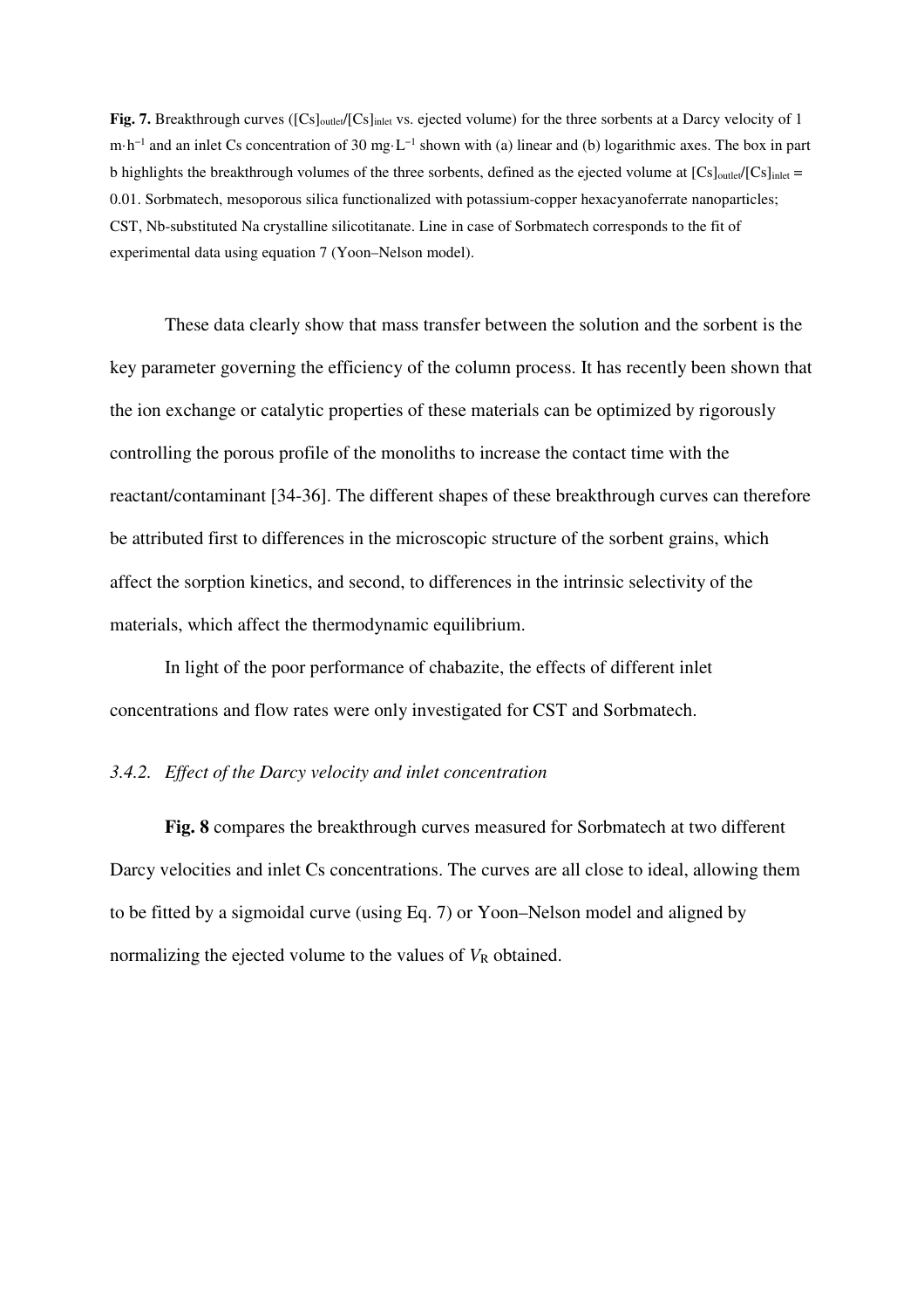**Fig. 7.** Breakthrough curves ($[Cs]_{outlet}/[Cs]_{inlet}$ vs. ejected volume) for the three sorbents at a Darcy velocity of 1 $m \cdot h^{-1}$ and an inlet Cs concentration of 30 $mg \cdot L^{-1}$ shown with (a) linear and (b) logarithmic axes. The box in part b highlights the breakthrough volumes of the three sorbents, defined as the ejected volume at $[Cs]_{outlet}/[Cs]_{inlet} = 0.01$. Sorbmatech, mesoporous silica functionalized with potassium-copper hexacyanoferrate nanoparticles; CST, Nb-substituted Na crystalline silicotitanate. Line in case of Sorbmatech corresponds to the fit of experimental data using equation 7 (Yoon–Nelson model).

These data clearly show that mass transfer between the solution and the sorbent is the key parameter governing the efficiency of the column process. It has recently been shown that the ion exchange or catalytic properties of these materials can be optimized by rigorously controlling the porous profile of the monoliths to increase the contact time with the reactant/contaminant [34-36]. The different shapes of these breakthrough curves can therefore be attributed first to differences in the microscopic structure of the sorbent grains, which affect the sorption kinetics, and second, to differences in the intrinsic selectivity of the materials, which affect the thermodynamic equilibrium.

In light of the poor performance of chabazite, the effects of different inlet concentrations and flow rates were only investigated for CST and Sorbmatech.

### *3.4.2. Effect of the Darcy velocity and inlet concentration*

**Fig. 8** compares the breakthrough curves measured for Sorbmatech at two different Darcy velocities and inlet Cs concentrations. The curves are all close to ideal, allowing them to be fitted by a sigmoidal curve (using Eq. 7) or Yoon–Nelson model and aligned by normalizing the ejected volume to the values of $V_R$ obtained.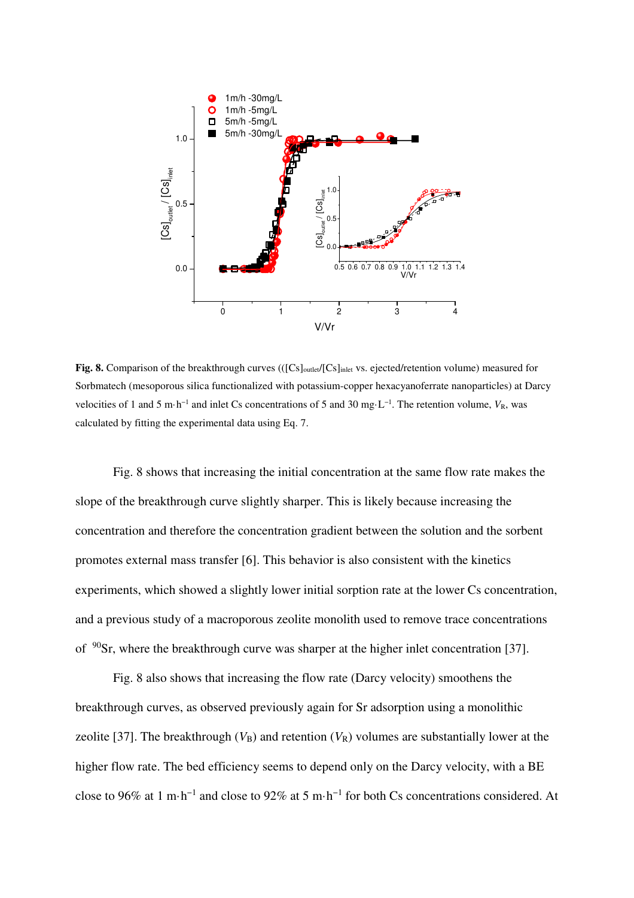**Fig. 8.** Comparison of the breakthrough curves (($[Cs]_{outlet}/[Cs]_{inlet}$ vs. ejected/retention volume) measured for Sorbmatech (mesoporous silica functionalized with potassium-copper hexacyanoferrate nanoparticles) at Darcy velocities of 1 and 5 m·h$^{-1}$ and inlet Cs concentrations of 5 and 30 mg·L$^{-1}$. The retention volume, $V_R$, was calculated by fitting the experimental data using Eq. 7.

Fig. 8 shows that increasing the initial concentration at the same flow rate makes the slope of the breakthrough curve slightly sharper. This is likely because increasing the concentration and therefore the concentration gradient between the solution and the sorbent promotes external mass transfer [6]. This behavior is also consistent with the kinetics experiments, which showed a slightly lower initial sorption rate at the lower Cs concentration, and a previous study of a macroporous zeolite monolith used to remove trace concentrations of $^{90}$Sr, where the breakthrough curve was sharper at the higher inlet concentration [37].

Fig. 8 also shows that increasing the flow rate (Darcy velocity) smoothens the breakthrough curves, as observed previously again for Sr adsorption using a monolithic zeolite [37]. The breakthrough ($V_B$) and retention ($V_R$) volumes are substantially lower at the higher flow rate. The bed efficiency seems to depend only on the Darcy velocity, with a BE close to 96% at 1 m·h$^{-1}$ and close to 92% at 5 m·h$^{-1}$ for both Cs concentrations considered. At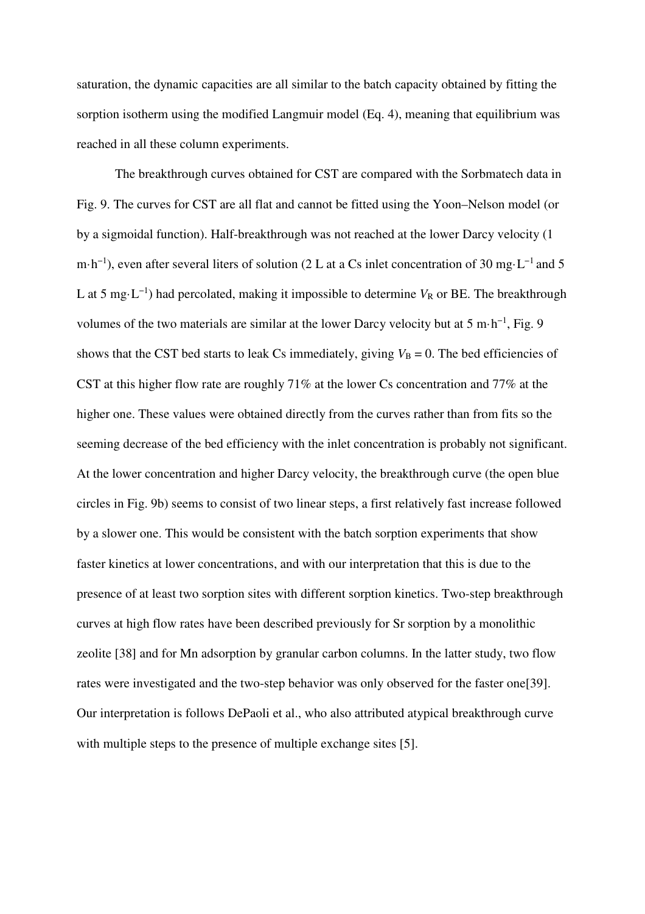saturation, the dynamic capacities are all similar to the batch capacity obtained by fitting the sorption isotherm using the modified Langmuir model (Eq. 4), meaning that equilibrium was reached in all these column experiments.

The breakthrough curves obtained for CST are compared with the Sorbmatech data in Fig. 9. The curves for CST are all flat and cannot be fitted using the Yoon–Nelson model (or by a sigmoidal function). Half-breakthrough was not reached at the lower Darcy velocity (1 $m \cdot h^{-1}$), even after several liters of solution (2 L at a Cs inlet concentration of 30 $mg \cdot L^{-1}$ and 5 L at 5 $mg \cdot L^{-1}$) had percolated, making it impossible to determine $V_R$ or BE. The breakthrough volumes of the two materials are similar at the lower Darcy velocity but at 5 $m \cdot h^{-1}$, Fig. 9 shows that the CST bed starts to leak Cs immediately, giving $V_B = 0$. The bed efficiencies of CST at this higher flow rate are roughly 71% at the lower Cs concentration and 77% at the higher one. These values were obtained directly from the curves rather than from fits so the seeming decrease of the bed efficiency with the inlet concentration is probably not significant. At the lower concentration and higher Darcy velocity, the breakthrough curve (the open blue circles in Fig. 9b) seems to consist of two linear steps, a first relatively fast increase followed by a slower one. This would be consistent with the batch sorption experiments that show faster kinetics at lower concentrations, and with our interpretation that this is due to the presence of at least two sorption sites with different sorption kinetics. Two-step breakthrough curves at high flow rates have been described previously for Sr sorption by a monolithic zeolite [38] and for Mn adsorption by granular carbon columns. In the latter study, two flow rates were investigated and the two-step behavior was only observed for the faster one[39]. Our interpretation is follows DePaoli et al., who also attributed atypical breakthrough curve with multiple steps to the presence of multiple exchange sites [5].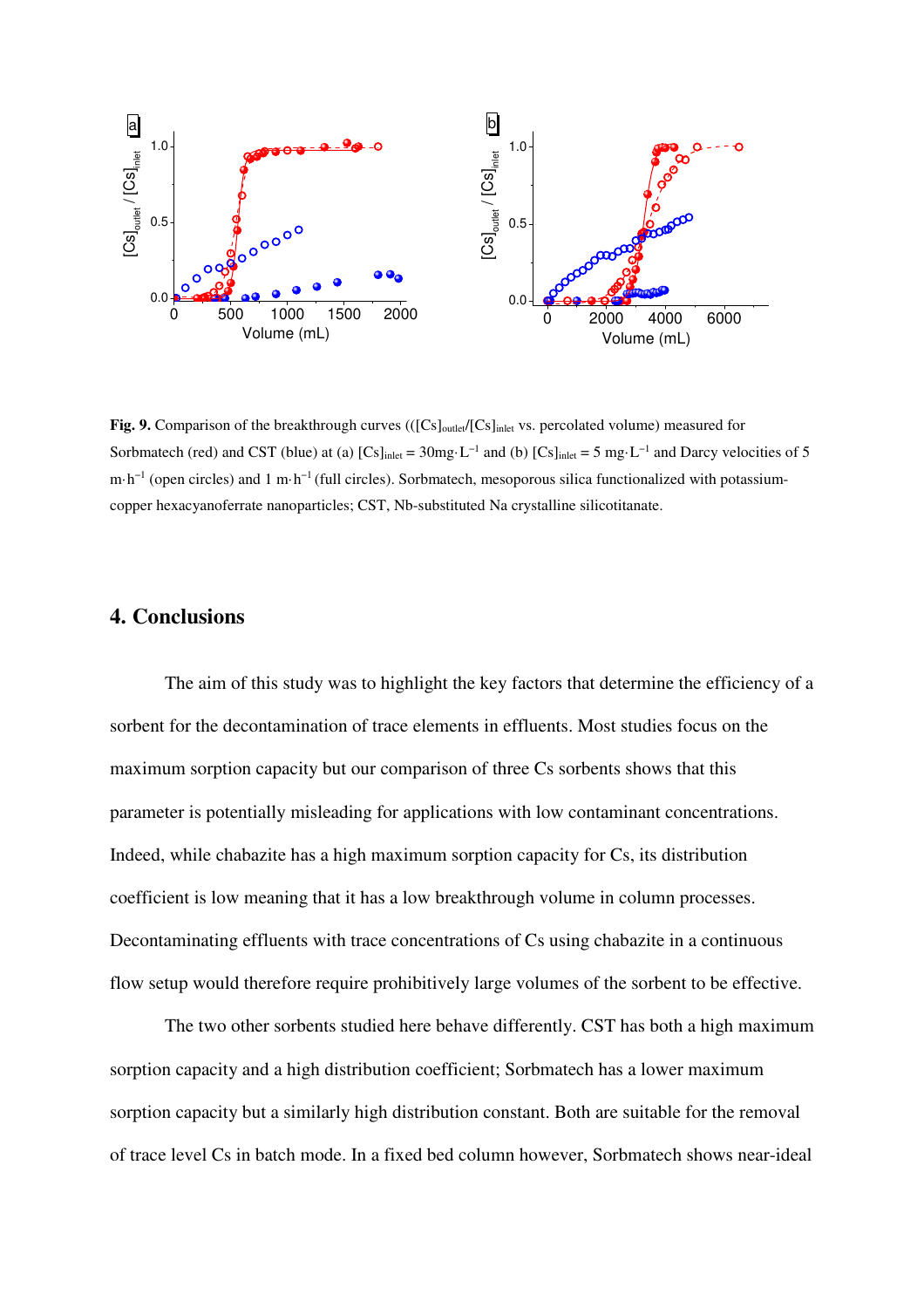**Fig. 9.** Comparison of the breakthrough curves (($[Cs]_{outlet}/[Cs]_{inlet}$ vs. percolated volume) measured for Sorbmatech (red) and CST (blue) at (a) $[Cs]_{inlet}$ = 30mg·L$^{-1}$ and (b) $[Cs]_{inlet}$ = 5 mg·L$^{-1}$ and Darcy velocities of 5 m·h$^{-1}$ (open circles) and 1 m·h$^{-1}$ (full circles). Sorbmatech, mesoporous silica functionalized with potassium-copper hexacyanoferrate nanoparticles; CST, Nb-substituted Na crystalline silicotitanate.

## 4. Conclusions

The aim of this study was to highlight the key factors that determine the efficiency of a sorbent for the decontamination of trace elements in effluents. Most studies focus on the maximum sorption capacity but our comparison of three Cs sorbents shows that this parameter is potentially misleading for applications with low contaminant concentrations. Indeed, while chabazite has a high maximum sorption capacity for Cs, its distribution coefficient is low meaning that it has a low breakthrough volume in column processes. Decontaminating effluents with trace concentrations of Cs using chabazite in a continuous flow setup would therefore require prohibitively large volumes of the sorbent to be effective.

The two other sorbents studied here behave differently. CST has both a high maximum sorption capacity and a high distribution coefficient; Sorbmatech has a lower maximum sorption capacity but a similarly high distribution constant. Both are suitable for the removal of trace level Cs in batch mode. In a fixed bed column however, Sorbmatech shows near-ideal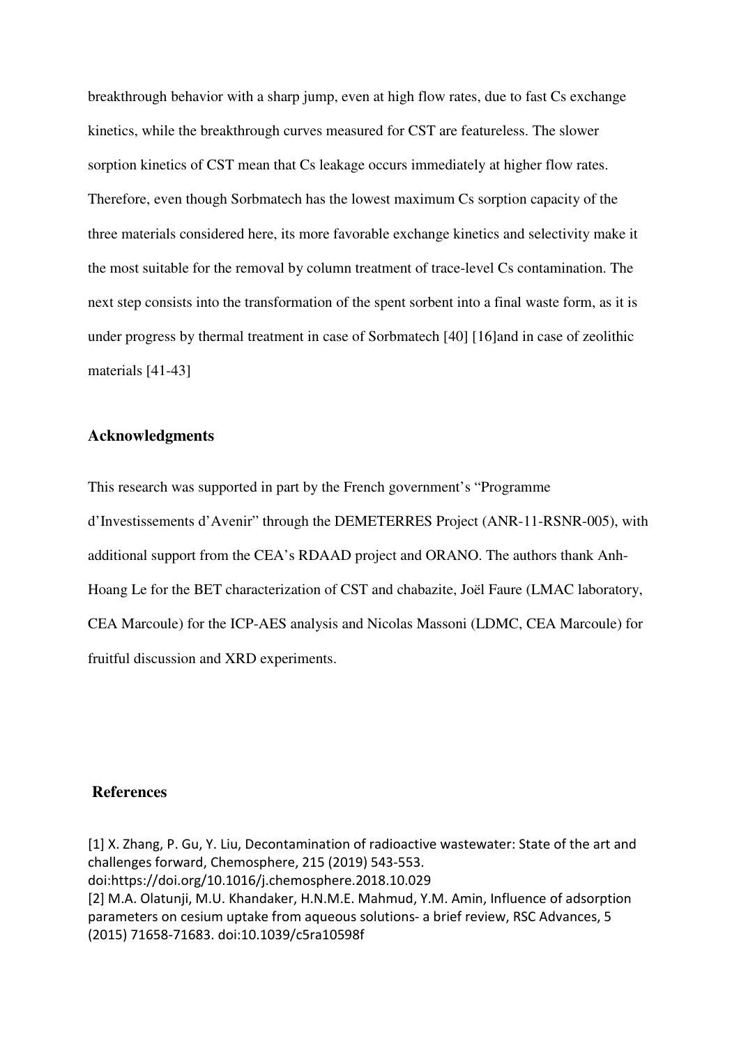breakthrough behavior with a sharp jump, even at high flow rates, due to fast Cs exchange kinetics, while the breakthrough curves measured for CST are featureless. The slower sorption kinetics of CST mean that Cs leakage occurs immediately at higher flow rates. Therefore, even though Sorbmatech has the lowest maximum Cs sorption capacity of the three materials considered here, its more favorable exchange kinetics and selectivity make it the most suitable for the removal by column treatment of trace-level Cs contamination. The next step consists into the transformation of the spent sorbent into a final waste form, as it is under progress by thermal treatment in case of Sorbmatech [40] [16]and in case of zeolithic materials [41-43]

## Acknowledgments

This research was supported in part by the French government's "Programme d'Investissements d'Avenir" through the DEMETERRES Project (ANR-11-RSNR-005), with additional support from the CEA's RDAAD project and ORANO. The authors thank Anh-Hoang Le for the BET characterization of CST and chabazite, Joël Faure (LMAC laboratory, CEA Marcoule) for the ICP-AES analysis and Nicolas Massoni (LDMC, CEA Marcoule) for fruitful discussion and XRD experiments.

## References

[1] X. Zhang, P. Gu, Y. Liu, Decontamination of radioactive wastewater: State of the art and challenges forward, Chemosphere, 215 (2019) 543-553. doi:https://doi.org/10.1016/j.chemosphere.2018.10.029

[2] M.A. Olatunji, M.U. Khandaker, H.N.M.E. Mahmud, Y.M. Amin, Influence of adsorption parameters on cesium uptake from aqueous solutions- a brief review, RSC Advances, 5 (2015) 71658-71683. doi:10.1039/c5ra10598f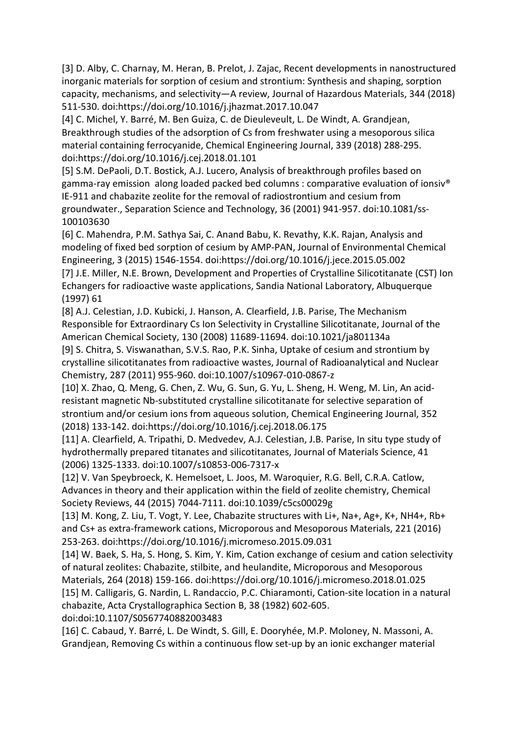[3] D. Alby, C. Charnay, M. Heran, B. Prelot, J. Zajac, Recent developments in nanostructured inorganic materials for sorption of cesium and strontium: Synthesis and shaping, sorption capacity, mechanisms, and selectivity—A review, Journal of Hazardous Materials, 344 (2018) 511-530. doi:https://doi.org/10.1016/j.jhazmat.2017.10.047

[4] C. Michel, Y. Barré, M. Ben Guiza, C. de Dieuleveult, L. De Windt, A. Grandjean, Breakthrough studies of the adsorption of Cs from freshwater using a mesoporous silica material containing ferrocyanide, Chemical Engineering Journal, 339 (2018) 288-295. doi:https://doi.org/10.1016/j.cej.2018.01.101

[5] S.M. DePaoli, D.T. Bostick, A.J. Lucero, Analysis of breakthrough profiles based on gamma-ray emission along loaded packed bed columns : comparative evaluation of ionsiv® IE-911 and chabazite zeolite for the removal of radiostrontium and cesium from groundwater., Separation Science and Technology, 36 (2001) 941-957. doi:10.1081/ss-100103630

[6] C. Mahendra, P.M. Sathya Sai, C. Anand Babu, K. Revathy, K.K. Rajan, Analysis and modeling of fixed bed sorption of cesium by AMP-PAN, Journal of Environmental Chemical Engineering, 3 (2015) 1546-1554. doi:https://doi.org/10.1016/j.jece.2015.05.002

[7] J.E. Miller, N.E. Brown, Development and Properties of Crystalline Silicotitanate (CST) Ion Echangers for radioactive waste applications, Sandia National Laboratory, Albuquerque (1997) 61

[8] A.J. Celestian, J.D. Kubicki, J. Hanson, A. Clearfield, J.B. Parise, The Mechanism Responsible for Extraordinary Cs Ion Selectivity in Crystalline Silicotitanate, Journal of the American Chemical Society, 130 (2008) 11689-11694. doi:10.1021/ja801134a

[9] S. Chitra, S. Viswanathan, S.V.S. Rao, P.K. Sinha, Uptake of cesium and strontium by crystalline silicotitanates from radioactive wastes, Journal of Radioanalytical and Nuclear Chemistry, 287 (2011) 955-960. doi:10.1007/s10967-010-0867-z

[10] X. Zhao, Q. Meng, G. Chen, Z. Wu, G. Sun, G. Yu, L. Sheng, H. Weng, M. Lin, An acid-resistant magnetic Nb-substituted crystalline silicotitanate for selective separation of strontium and/or cesium ions from aqueous solution, Chemical Engineering Journal, 352 (2018) 133-142. doi:https://doi.org/10.1016/j.cej.2018.06.175

[11] A. Clearfield, A. Tripathi, D. Medvedev, A.J. Celestian, J.B. Parise, In situ type study of hydrothermally prepared titanates and silicotitanates, Journal of Materials Science, 41 (2006) 1325-1333. doi:10.1007/s10853-006-7317-x

[12] V. Van Speybroeck, K. Hemelsoet, L. Joos, M. Waroquier, R.G. Bell, C.R.A. Catlow, Advances in theory and their application within the field of zeolite chemistry, Chemical Society Reviews, 44 (2015) 7044-7111. doi:10.1039/c5cs00029g

[13] M. Kong, Z. Liu, T. Vogt, Y. Lee, Chabazite structures with Li+, Na+, Ag+, K+, NH4+, Rb+ and Cs+ as extra-framework cations, Microporous and Mesoporous Materials, 221 (2016) 253-263. doi:https://doi.org/10.1016/j.micromeso.2015.09.031

[14] W. Baek, S. Ha, S. Hong, S. Kim, Y. Kim, Cation exchange of cesium and cation selectivity of natural zeolites: Chabazite, stilbite, and heulandite, Microporous and Mesoporous Materials, 264 (2018) 159-166. doi:https://doi.org/10.1016/j.micromeso.2018.01.025

[15] M. Calligaris, G. Nardin, L. Randaccio, P.C. Chiaramonti, Cation-site location in a natural chabazite, Acta Crystallographica Section B, 38 (1982) 602-605. doi:doi:10.1107/S0567740882003483

[16] C. Cabaud, Y. Barré, L. De Windt, S. Gill, E. Dooryhée, M.P. Moloney, N. Massoni, A. Grandjean, Removing Cs within a continuous flow set-up by an ionic exchanger material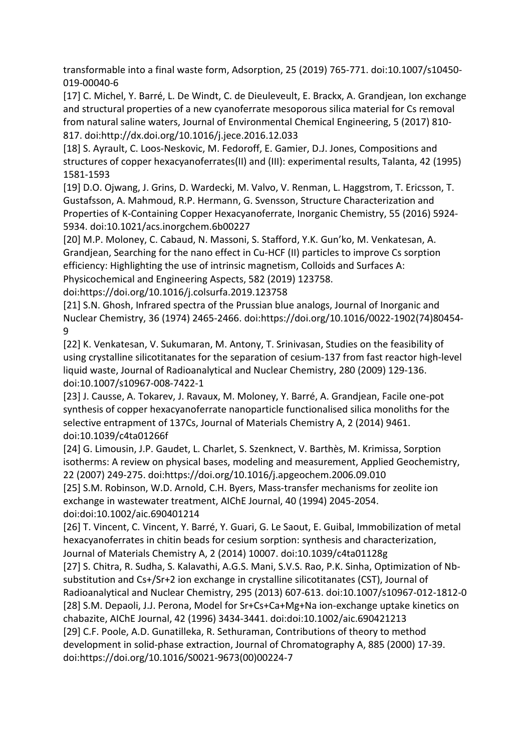transformable into a final waste form, Adsorption, 25 (2019) 765-771. doi:10.1007/s10450-019-00040-6

[17] C. Michel, Y. Barré, L. De Windt, C. de Dieuleveult, E. Brackx, A. Grandjean, Ion exchange and structural properties of a new cyanoferrate mesoporous silica material for Cs removal from natural saline waters, Journal of Environmental Chemical Engineering, 5 (2017) 810-817. doi:http://dx.doi.org/10.1016/j.jece.2016.12.033

[18] S. Ayrault, C. Loos-Neskovic, M. Fedoroff, E. Gamier, D.J. Jones, Compositions and structures of copper hexacyanoferrates(II) and (III): experimental results, Talanta, 42 (1995) 1581-1593

[19] D.O. Ojwang, J. Grins, D. Wardecki, M. Valvo, V. Renman, L. Haggstrom, T. Ericsson, T. Gustafsson, A. Mahmoud, R.P. Hermann, G. Svensson, Structure Characterization and Properties of K-Containing Copper Hexacyanoferrate, Inorganic Chemistry, 55 (2016) 5924-5934. doi:10.1021/acs.inorgchem.6b00227

[20] M.P. Moloney, C. Cabaud, N. Massoni, S. Stafford, Y.K. Gun'ko, M. Venkatesan, A. Grandjean, Searching for the nano effect in Cu-HCF (II) particles to improve Cs sorption efficiency: Highlighting the use of intrinsic magnetism, Colloids and Surfaces A: Physicochemical and Engineering Aspects, 582 (2019) 123758. doi:https://doi.org/10.1016/j.colsurfa.2019.123758

[21] S.N. Ghosh, Infrared spectra of the Prussian blue analogs, Journal of Inorganic and Nuclear Chemistry, 36 (1974) 2465-2466. doi:https://doi.org/10.1016/0022-1902(74)80454-9

[22] K. Venkatesan, V. Sukumaran, M. Antony, T. Srinivasan, Studies on the feasibility of using crystalline silicotitanates for the separation of cesium-137 from fast reactor high-level liquid waste, Journal of Radioanalytical and Nuclear Chemistry, 280 (2009) 129-136. doi:10.1007/s10967-008-7422-1

[23] J. Causse, A. Tokarev, J. Ravaux, M. Moloney, Y. Barré, A. Grandjean, Facile one-pot synthesis of copper hexacyanoferrate nanoparticle functionalised silica monoliths for the selective entrapment of 137Cs, Journal of Materials Chemistry A, 2 (2014) 9461. doi:10.1039/c4ta01266f

[24] G. Limousin, J.P. Gaudet, L. Charlet, S. Szenknect, V. Barthès, M. Krimissa, Sorption isotherms: A review on physical bases, modeling and measurement, Applied Geochemistry, 22 (2007) 249-275. doi:https://doi.org/10.1016/j.apgeochem.2006.09.010

[25] S.M. Robinson, W.D. Arnold, C.H. Byers, Mass-transfer mechanisms for zeolite ion exchange in wastewater treatment, AIChE Journal, 40 (1994) 2045-2054. doi:doi:10.1002/aic.690401214

[26] T. Vincent, C. Vincent, Y. Barré, Y. Guari, G. Le Saout, E. Guibal, Immobilization of metal hexacyanoferrates in chitin beads for cesium sorption: synthesis and characterization, Journal of Materials Chemistry A, 2 (2014) 10007. doi:10.1039/c4ta01128g

[27] S. Chitra, R. Sudha, S. Kalavathi, A.G.S. Mani, S.V.S. Rao, P.K. Sinha, Optimization of Nb-substitution and Cs+/Sr+2 ion exchange in crystalline silicotitanates (CST), Journal of Radioanalytical and Nuclear Chemistry, 295 (2013) 607-613. doi:10.1007/s10967-012-1812-0

[28] S.M. Depaoli, J.J. Perona, Model for Sr+Cs+Ca+Mg+Na ion-exchange uptake kinetics on chabazite, AIChE Journal, 42 (1996) 3434-3441. doi:doi:10.1002/aic.690421213

[29] C.F. Poole, A.D. Gunatilleka, R. Sethuraman, Contributions of theory to method development in solid-phase extraction, Journal of Chromatography A, 885 (2000) 17-39. doi:https://doi.org/10.1016/S0021-9673(00)00224-7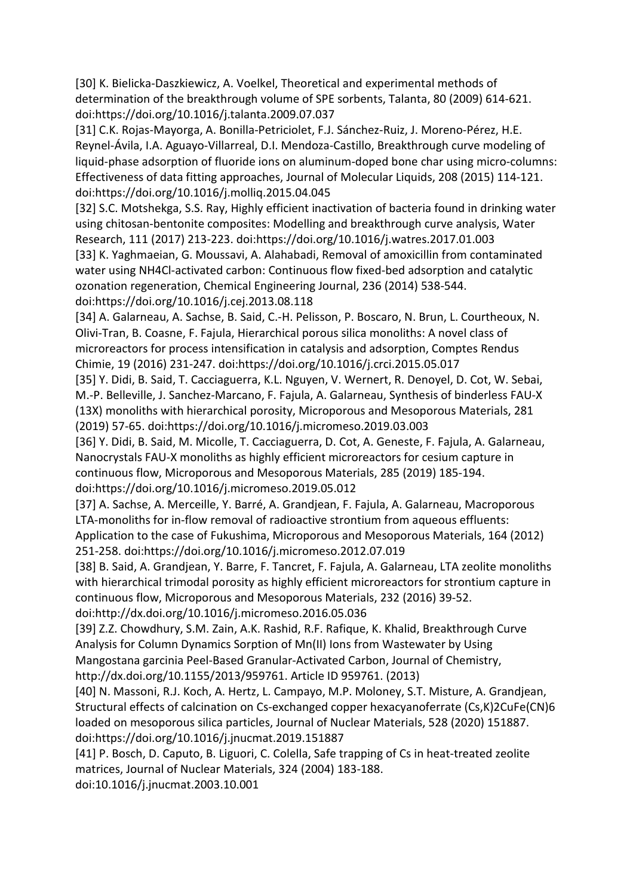[30] K. Bielicka-Daszkiewicz, A. Voelkel, Theoretical and experimental methods of determination of the breakthrough volume of SPE sorbents, Talanta, 80 (2009) 614-621. doi:https://doi.org/10.1016/j.talanta.2009.07.037

[31] C.K. Rojas-Mayorga, A. Bonilla-Petriciolet, F.J. Sánchez-Ruiz, J. Moreno-Pérez, H.E. Reynel-Ávila, I.A. Aguayo-Villarreal, D.I. Mendoza-Castillo, Breakthrough curve modeling of liquid-phase adsorption of fluoride ions on aluminum-doped bone char using micro-columns: Effectiveness of data fitting approaches, Journal of Molecular Liquids, 208 (2015) 114-121. doi:https://doi.org/10.1016/j.molliq.2015.04.045

[32] S.C. Motshekga, S.S. Ray, Highly efficient inactivation of bacteria found in drinking water using chitosan-bentonite composites: Modelling and breakthrough curve analysis, Water Research, 111 (2017) 213-223. doi:https://doi.org/10.1016/j.watres.2017.01.003

[33] K. Yaghmaeian, G. Moussavi, A. Alahabadi, Removal of amoxicillin from contaminated water using $NH_4Cl$-activated carbon: Continuous flow fixed-bed adsorption and catalytic ozonation regeneration, Chemical Engineering Journal, 236 (2014) 538-544. doi:https://doi.org/10.1016/j.cej.2013.08.118

[34] A. Galarneau, A. Sachse, B. Said, C.-H. Pelisson, P. Boscaro, N. Brun, L. Courtheoux, N. Olivi-Tran, B. Coasne, F. Fajula, Hierarchical porous silica monoliths: A novel class of microreactors for process intensification in catalysis and adsorption, Comptes Rendus Chimie, 19 (2016) 231-247. doi:https://doi.org/10.1016/j.crci.2015.05.017

[35] Y. Didi, B. Said, T. Cacciaguerra, K.L. Nguyen, V. Wernert, R. Denoyel, D. Cot, W. Sebai, M.-P. Belleville, J. Sanchez-Marcano, F. Fajula, A. Galarneau, Synthesis of binderless FAU-X (13X) monoliths with hierarchical porosity, Microporous and Mesoporous Materials, 281 (2019) 57-65. doi:https://doi.org/10.1016/j.micromeso.2019.03.003

[36] Y. Didi, B. Said, M. Micolle, T. Cacciaguerra, D. Cot, A. Geneste, F. Fajula, A. Galarneau, Nanocrystals FAU-X monoliths as highly efficient microreactors for cesium capture in continuous flow, Microporous and Mesoporous Materials, 285 (2019) 185-194. doi:https://doi.org/10.1016/j.micromeso.2019.05.012

[37] A. Sachse, A. Merceille, Y. Barré, A. Grandjean, F. Fajula, A. Galarneau, Macroporous LTA-monoliths for in-flow removal of radioactive strontium from aqueous effluents: Application to the case of Fukushima, Microporous and Mesoporous Materials, 164 (2012) 251-258. doi:https://doi.org/10.1016/j.micromeso.2012.07.019

[38] B. Said, A. Grandjean, Y. Barre, F. Tancret, F. Fajula, A. Galarneau, LTA zeolite monoliths with hierarchical trimodal porosity as highly efficient microreactors for strontium capture in continuous flow, Microporous and Mesoporous Materials, 232 (2016) 39-52. doi:http://dx.doi.org/10.1016/j.micromeso.2016.05.036

[39] Z.Z. Chowdhury, S.M. Zain, A.K. Rashid, R.F. Rafique, K. Khalid, Breakthrough Curve Analysis for Column Dynamics Sorption of Mn(II) Ions from Wastewater by Using Mangostana garcinia Peel-Based Granular-Activated Carbon, Journal of Chemistry, http://dx.doi.org/10.1155/2013/959761. Article ID 959761. (2013)

[40] N. Massoni, R.J. Koch, A. Hertz, L. Campayo, M.P. Moloney, S.T. Misture, A. Grandjean, Structural effects of calcination on Cs-exchanged copper hexacyanoferrate $(Cs,K)_2CuFe(CN)_6$ loaded on mesoporous silica particles, Journal of Nuclear Materials, 528 (2020) 151887. doi:https://doi.org/10.1016/j.jnucmat.2019.151887

[41] P. Bosch, D. Caputo, B. Liguori, C. Colella, Safe trapping of Cs in heat-treated zeolite matrices, Journal of Nuclear Materials, 324 (2004) 183-188. doi:10.1016/j.jnucmat.2003.10.001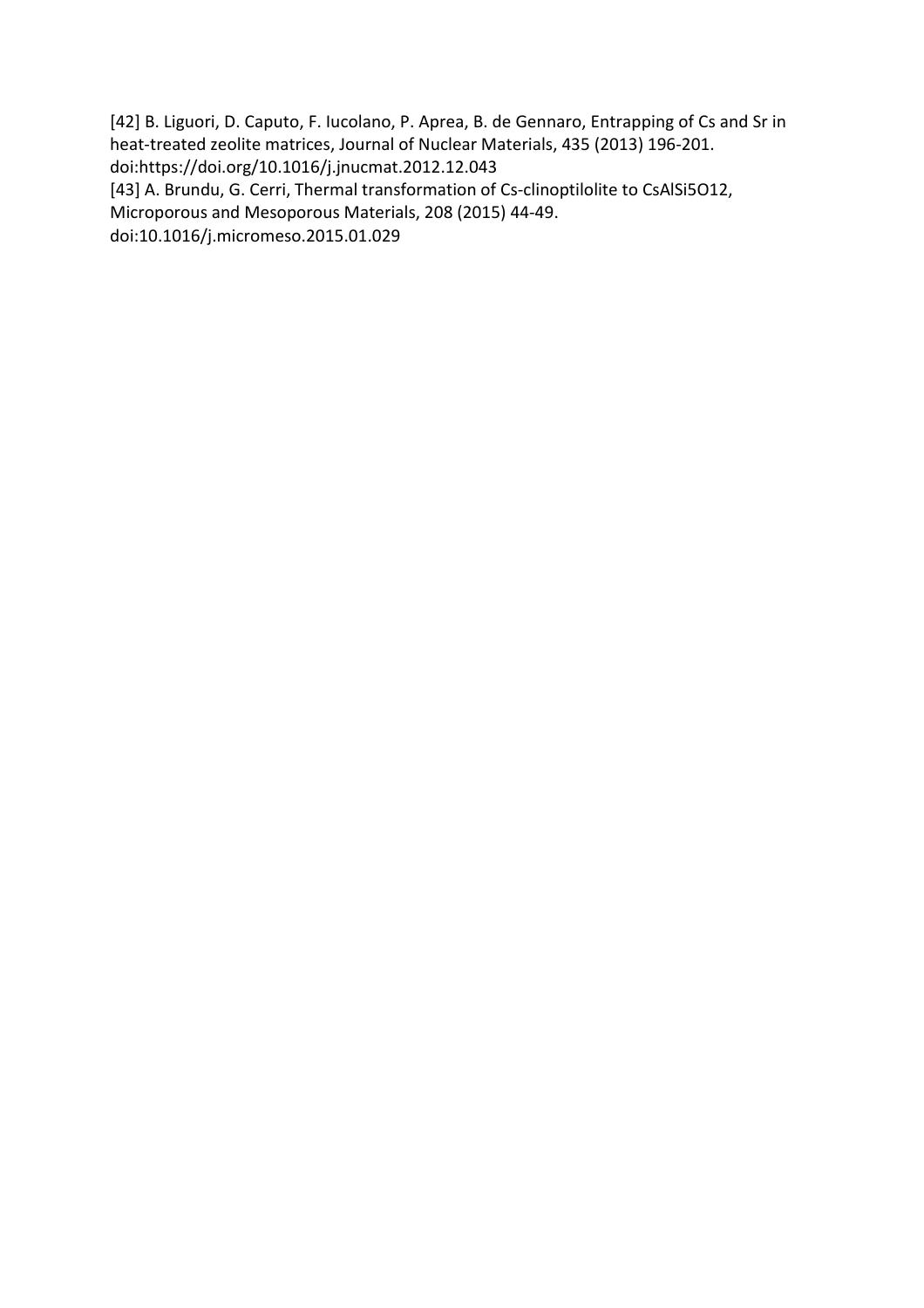[42] B. Liguori, D. Caputo, F. Iucolano, P. Aprea, B. de Gennaro, Entrapping of Cs and Sr in heat-treated zeolite matrices, Journal of Nuclear Materials, 435 (2013) 196-201. doi:https://doi.org/10.1016/j.jnucmat.2012.12.043

[43] A. Brundu, G. Cerri, Thermal transformation of Cs-clinoptilolite to $CsAlSi_5O_{12}$, Microporous and Mesoporous Materials, 208 (2015) 44-49. doi:10.1016/j.micromeso.2015.01.029